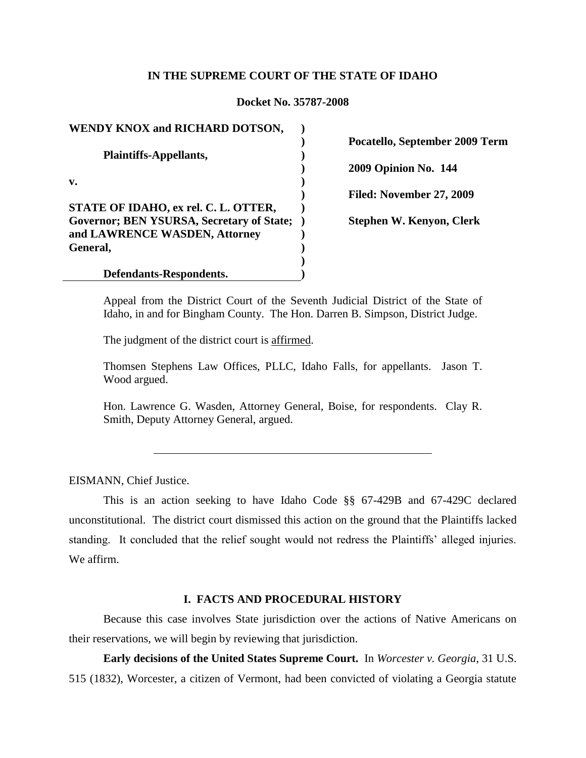**IN THE SUPREME COURT OF THE STATE OF IDAHO**

**Docket No. 35787-2008**

| | |
|---|---|
| **WENDY KNOX and RICHARD DOTSON,** | **Pocatello, September 2009 Term** |
| **Plaintiffs-Appellants,** | **2009 Opinion No. 144** |
| **v.** | **Filed: November 27, 2009** |
| **STATE OF IDAHO, ex rel. C. L. OTTER, Governor; BEN YSURSA, Secretary of State; and LAWRENCE WASDEN, Attorney General,** | **Stephen W. Kenyon, Clerk** |
| **Defendants-Respondents.** | |

Appeal from the District Court of the Seventh Judicial District of the State of Idaho, in and for Bingham County. The Hon. Darren B. Simpson, District Judge.

The judgment of the district court is affirmed.

Thomsen Stephens Law Offices, PLLC, Idaho Falls, for appellants. Jason T. Wood argued.

Hon. Lawrence G. Wasden, Attorney General, Boise, for respondents. Clay R. Smith, Deputy Attorney General, argued.

---

EISMANN, Chief Justice.

This is an action seeking to have Idaho Code §§ 67-429B and 67-429C declared unconstitutional. The district court dismissed this action on the ground that the Plaintiffs lacked standing. It concluded that the relief sought would not redress the Plaintiffs' alleged injuries. We affirm.

## I. FACTS AND PROCEDURAL HISTORY

Because this case involves State jurisdiction over the actions of Native Americans on their reservations, we will begin by reviewing that jurisdiction.

**Early decisions of the United States Supreme Court.** In *Worcester v. Georgia*, 31 U.S. 515 (1832), Worcester, a citizen of Vermont, had been convicted of violating a Georgia statute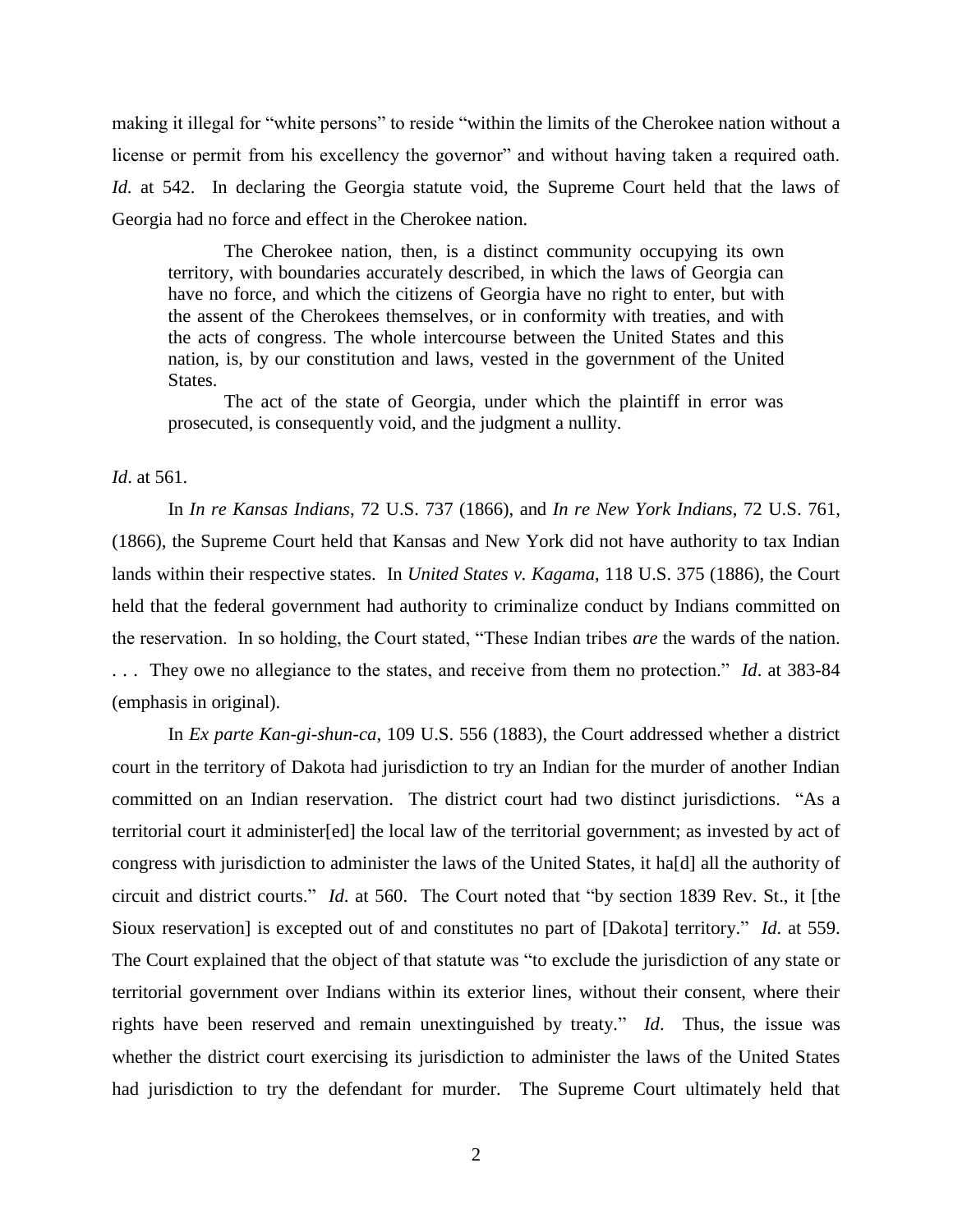making it illegal for "white persons" to reside "within the limits of the Cherokee nation without a license or permit from his excellency the governor" and without having taken a required oath. *Id.* at 542. In declaring the Georgia statute void, the Supreme Court held that the laws of Georgia had no force and effect in the Cherokee nation.

> The Cherokee nation, then, is a distinct community occupying its own territory, with boundaries accurately described, in which the laws of Georgia can have no force, and which the citizens of Georgia have no right to enter, but with the assent of the Cherokees themselves, or in conformity with treaties, and with the acts of congress. The whole intercourse between the United States and this nation, is, by our constitution and laws, vested in the government of the United States.
>
> The act of the state of Georgia, under which the plaintiff in error was prosecuted, is consequently void, and the judgment a nullity.

*Id*. at 561.

In *In re Kansas Indians*, 72 U.S. 737 (1866), and *In re New York Indians*, 72 U.S. 761, (1866), the Supreme Court held that Kansas and New York did not have authority to tax Indian lands within their respective states. In *United States v. Kagama*, 118 U.S. 375 (1886), the Court held that the federal government had authority to criminalize conduct by Indians committed on the reservation. In so holding, the Court stated, "These Indian tribes *are* the wards of the nation. . . . They owe no allegiance to the states, and receive from them no protection." *Id*. at 383-84 (emphasis in original).

In *Ex parte Kan-gi-shun-ca*, 109 U.S. 556 (1883), the Court addressed whether a district court in the territory of Dakota had jurisdiction to try an Indian for the murder of another Indian committed on an Indian reservation. The district court had two distinct jurisdictions. "As a territorial court it administer[ed] the local law of the territorial government; as invested by act of congress with jurisdiction to administer the laws of the United States, it ha[d] all the authority of circuit and district courts." *Id*. at 560. The Court noted that "by section 1839 Rev. St., it [the Sioux reservation] is excepted out of and constitutes no part of [Dakota] territory." *Id*. at 559. The Court explained that the object of that statute was "to exclude the jurisdiction of any state or territorial government over Indians within its exterior lines, without their consent, where their rights have been reserved and remain unextinguished by treaty." *Id*. Thus, the issue was whether the district court exercising its jurisdiction to administer the laws of the United States had jurisdiction to try the defendant for murder. The Supreme Court ultimately held that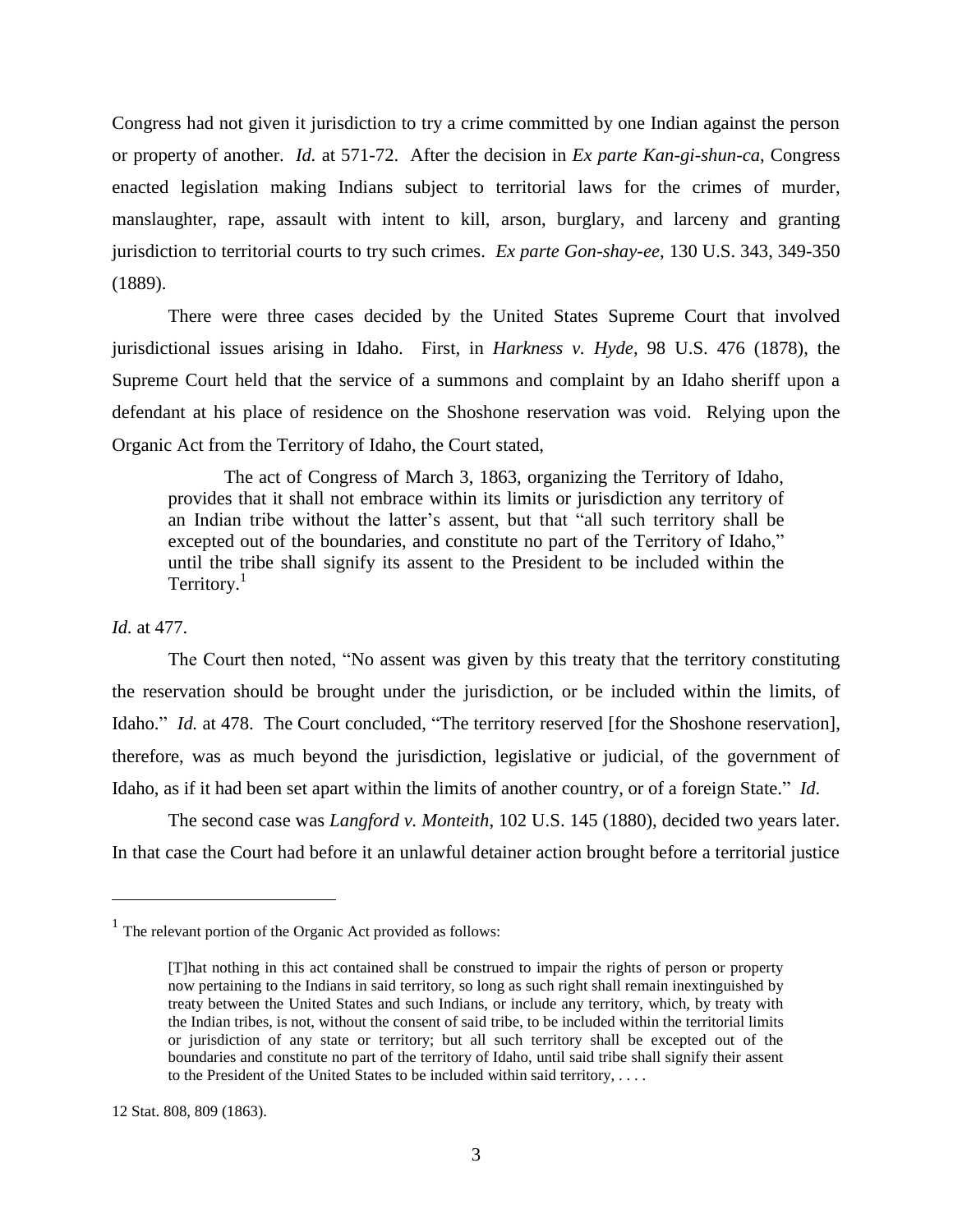Congress had not given it jurisdiction to try a crime committed by one Indian against the person or property of another. *Id.* at 571-72. After the decision in *Ex parte Kan-gi-shun-ca*, Congress enacted legislation making Indians subject to territorial laws for the crimes of murder, manslaughter, rape, assault with intent to kill, arson, burglary, and larceny and granting jurisdiction to territorial courts to try such crimes. *Ex parte Gon-shay-ee*, 130 U.S. 343, 349-350 (1889).

There were three cases decided by the United States Supreme Court that involved jurisdictional issues arising in Idaho. First, in *Harkness v. Hyde*, 98 U.S. 476 (1878), the Supreme Court held that the service of a summons and complaint by an Idaho sheriff upon a defendant at his place of residence on the Shoshone reservation was void. Relying upon the Organic Act from the Territory of Idaho, the Court stated,

> The act of Congress of March 3, 1863, organizing the Territory of Idaho, provides that it shall not embrace within its limits or jurisdiction any territory of an Indian tribe without the latter's assent, but that "all such territory shall be excepted out of the boundaries, and constitute no part of the Territory of Idaho," until the tribe shall signify its assent to the President to be included within the Territory.[1]

*Id.* at 477.

The Court then noted, "No assent was given by this treaty that the territory constituting the reservation should be brought under the jurisdiction, or be included within the limits, of Idaho." *Id.* at 478. The Court concluded, "The territory reserved [for the Shoshone reservation], therefore, was as much beyond the jurisdiction, legislative or judicial, of the government of Idaho, as if it had been set apart within the limits of another country, or of a foreign State." *Id.*

The second case was *Langford v. Monteith*, 102 U.S. 145 (1880), decided two years later. In that case the Court had before it an unlawful detainer action brought before a territorial justice

---

[1] The relevant portion of the Organic Act provided as follows:

> [T]hat nothing in this act contained shall be construed to impair the rights of person or property now pertaining to the Indians in said territory, so long as such right shall remain inextinguished by treaty between the United States and such Indians, or include any territory, which, by treaty with the Indian tribes, is not, without the consent of said tribe, to be included within the territorial limits or jurisdiction of any state or territory; but all such territory shall be excepted out of the boundaries and constitute no part of the territory of Idaho, until said tribe shall signify their assent to the President of the United States to be included within said territory, . . . .

12 Stat. 808, 809 (1863).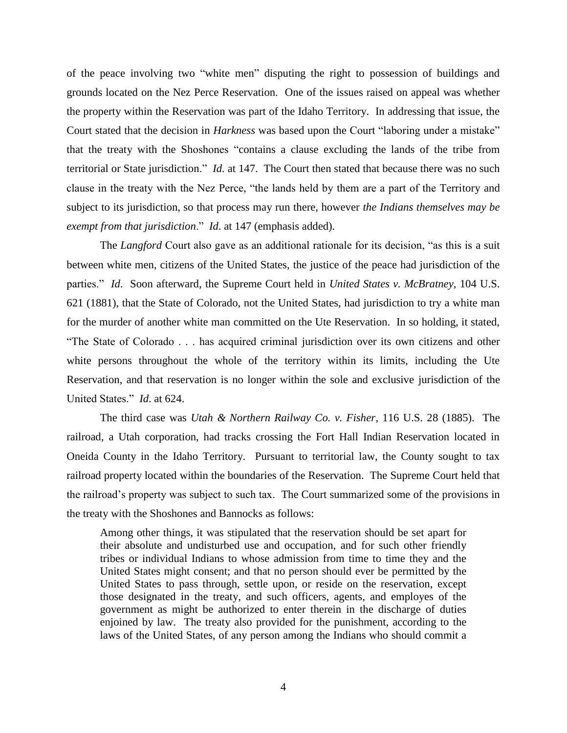of the peace involving two "white men" disputing the right to possession of buildings and grounds located on the Nez Perce Reservation. One of the issues raised on appeal was whether the property within the Reservation was part of the Idaho Territory. In addressing that issue, the Court stated that the decision in *Harkness* was based upon the Court "laboring under a mistake" that the treaty with the Shoshones "contains a clause excluding the lands of the tribe from territorial or State jurisdiction." *Id.* at 147. The Court then stated that because there was no such clause in the treaty with the Nez Perce, "the lands held by them are a part of the Territory and subject to its jurisdiction, so that process may run there, however *the Indians themselves may be exempt from that jurisdiction*." *Id*. at 147 (emphasis added).

The *Langford* Court also gave as an additional rationale for its decision, "as this is a suit between white men, citizens of the United States, the justice of the peace had jurisdiction of the parties." *Id*. Soon afterward, the Supreme Court held in *United States v. McBratney*, 104 U.S. 621 (1881), that the State of Colorado, not the United States, had jurisdiction to try a white man for the murder of another white man committed on the Ute Reservation. In so holding, it stated, "The State of Colorado . . . has acquired criminal jurisdiction over its own citizens and other white persons throughout the whole of the territory within its limits, including the Ute Reservation, and that reservation is no longer within the sole and exclusive jurisdiction of the United States." *Id*. at 624.

The third case was *Utah & Northern Railway Co. v. Fisher*, 116 U.S. 28 (1885). The railroad, a Utah corporation, had tracks crossing the Fort Hall Indian Reservation located in Oneida County in the Idaho Territory. Pursuant to territorial law, the County sought to tax railroad property located within the boundaries of the Reservation. The Supreme Court held that the railroad's property was subject to such tax. The Court summarized some of the provisions in the treaty with the Shoshones and Bannocks as follows:

> Among other things, it was stipulated that the reservation should be set apart for their absolute and undisturbed use and occupation, and for such other friendly tribes or individual Indians to whose admission from time to time they and the United States might consent; and that no person should ever be permitted by the United States to pass through, settle upon, or reside on the reservation, except those designated in the treaty, and such officers, agents, and employes of the government as might be authorized to enter therein in the discharge of duties enjoined by law. The treaty also provided for the punishment, according to the laws of the United States, of any person among the Indians who should commit a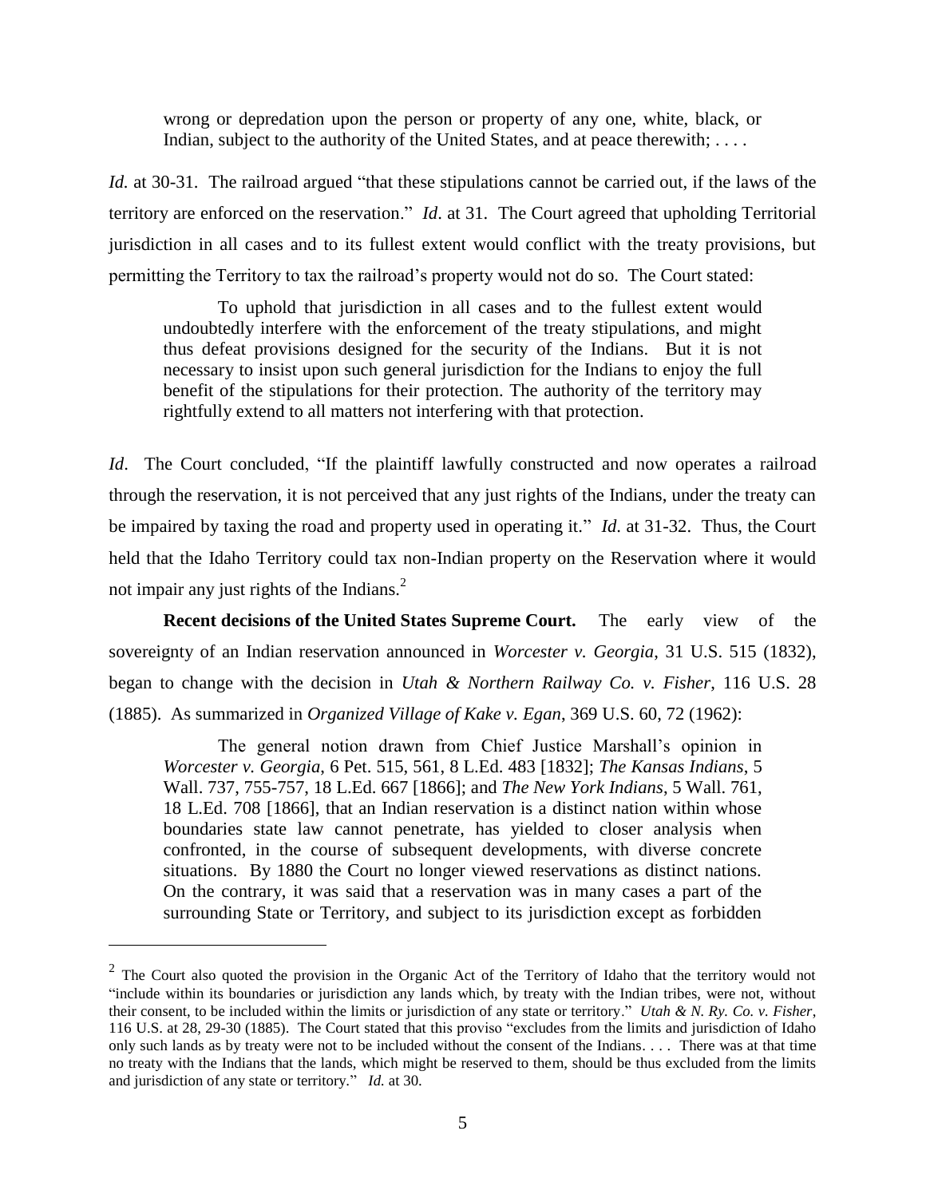> wrong or depredation upon the person or property of any one, white, black, or Indian, subject to the authority of the United States, and at peace therewith; . . . .

*Id.* at 30-31. The railroad argued "that these stipulations cannot be carried out, if the laws of the territory are enforced on the reservation." *Id*. at 31. The Court agreed that upholding Territorial jurisdiction in all cases and to its fullest extent would conflict with the treaty provisions, but permitting the Territory to tax the railroad's property would not do so. The Court stated:

> To uphold that jurisdiction in all cases and to the fullest extent would undoubtedly interfere with the enforcement of the treaty stipulations, and might thus defeat provisions designed for the security of the Indians. But it is not necessary to insist upon such general jurisdiction for the Indians to enjoy the full benefit of the stipulations for their protection. The authority of the territory may rightfully extend to all matters not interfering with that protection.

*Id*. The Court concluded, "If the plaintiff lawfully constructed and now operates a railroad through the reservation, it is not perceived that any just rights of the Indians, under the treaty can be impaired by taxing the road and property used in operating it." *Id*. at 31-32. Thus, the Court held that the Idaho Territory could tax non-Indian property on the Reservation where it would not impair any just rights of the Indians.[2]

**Recent decisions of the United States Supreme Court.** The early view of the sovereignty of an Indian reservation announced in *Worcester v. Georgia*, 31 U.S. 515 (1832), began to change with the decision in *Utah & Northern Railway Co. v. Fisher*, 116 U.S. 28 (1885). As summarized in *Organized Village of Kake v. Egan*, 369 U.S. 60, 72 (1962):

> The general notion drawn from Chief Justice Marshall's opinion in *Worcester v. Georgia*, 6 Pet. 515, 561, 8 L.Ed. 483 [1832]; *The Kansas Indians*, 5 Wall. 737, 755-757, 18 L.Ed. 667 [1866]; and *The New York Indians*, 5 Wall. 761, 18 L.Ed. 708 [1866], that an Indian reservation is a distinct nation within whose boundaries state law cannot penetrate, has yielded to closer analysis when confronted, in the course of subsequent developments, with diverse concrete situations. By 1880 the Court no longer viewed reservations as distinct nations. On the contrary, it was said that a reservation was in many cases a part of the surrounding State or Territory, and subject to its jurisdiction except as forbidden

---

[2] The Court also quoted the provision in the Organic Act of the Territory of Idaho that the territory would not "include within its boundaries or jurisdiction any lands which, by treaty with the Indian tribes, were not, without their consent, to be included within the limits or jurisdiction of any state or territory." *Utah & N. Ry. Co. v. Fisher*, 116 U.S. at 28, 29-30 (1885). The Court stated that this proviso "excludes from the limits and jurisdiction of Idaho only such lands as by treaty were not to be included without the consent of the Indians. . . . There was at that time no treaty with the Indians that the lands, which might be reserved to them, should be thus excluded from the limits and jurisdiction of any state or territory." *Id.* at 30.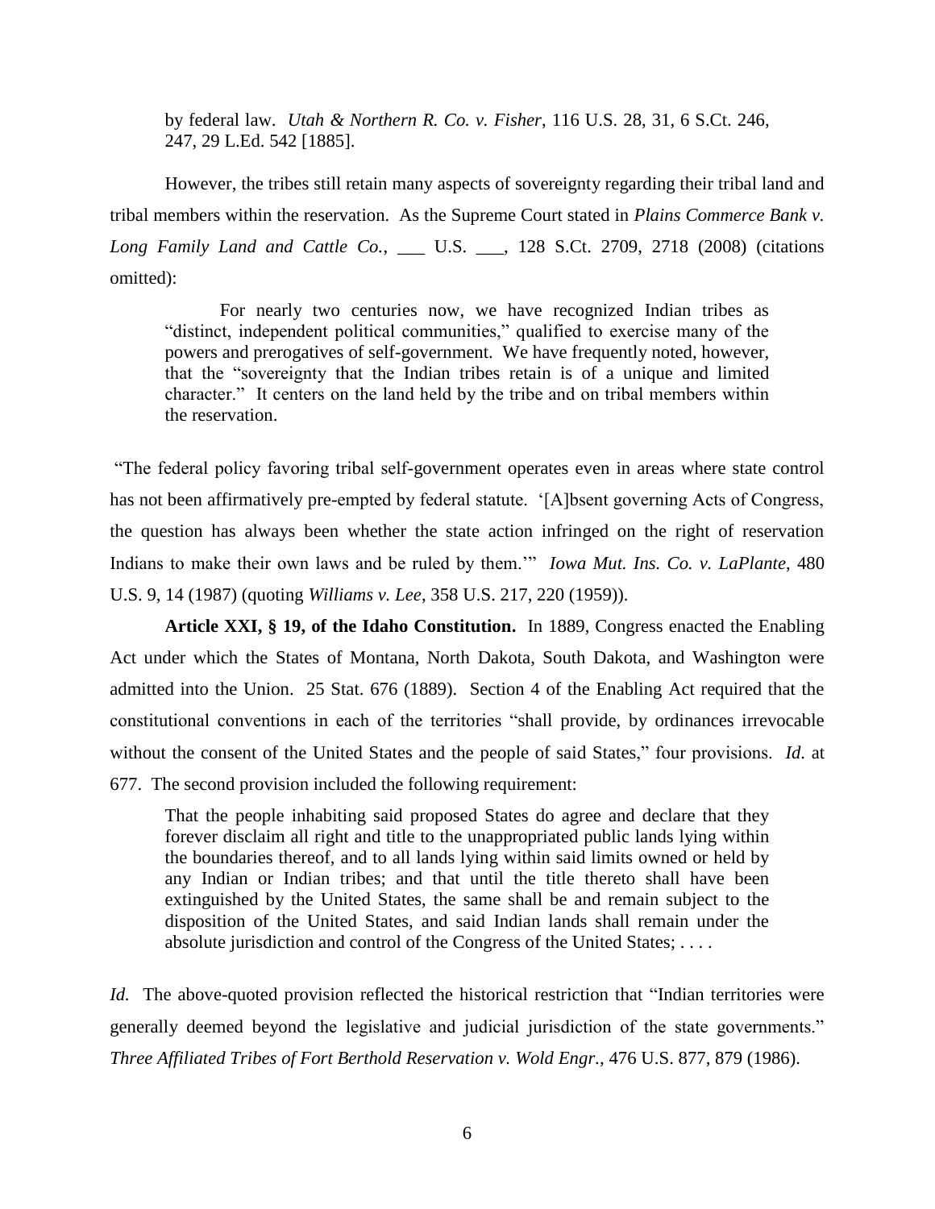> by federal law. *Utah & Northern R. Co. v. Fisher*, 116 U.S. 28, 31, 6 S.Ct. 246, 247, 29 L.Ed. 542 [1885].

However, the tribes still retain many aspects of sovereignty regarding their tribal land and tribal members within the reservation. As the Supreme Court stated in *Plains Commerce Bank v. Long Family Land and Cattle Co.*, ___ U.S. ___, 128 S.Ct. 2709, 2718 (2008) (citations omitted):

> For nearly two centuries now, we have recognized Indian tribes as "distinct, independent political communities," qualified to exercise many of the powers and prerogatives of self-government. We have frequently noted, however, that the "sovereignty that the Indian tribes retain is of a unique and limited character." It centers on the land held by the tribe and on tribal members within the reservation.

"The federal policy favoring tribal self-government operates even in areas where state control has not been affirmatively pre-empted by federal statute. '[A]bsent governing Acts of Congress, the question has always been whether the state action infringed on the right of reservation Indians to make their own laws and be ruled by them.'" *Iowa Mut. Ins. Co. v. LaPlante*, 480 U.S. 9, 14 (1987) (quoting *Williams v. Lee*, 358 U.S. 217, 220 (1959)).

**Article XXI, § 19, of the Idaho Constitution.** In 1889, Congress enacted the Enabling Act under which the States of Montana, North Dakota, South Dakota, and Washington were admitted into the Union. 25 Stat. 676 (1889). Section 4 of the Enabling Act required that the constitutional conventions in each of the territories "shall provide, by ordinances irrevocable without the consent of the United States and the people of said States," four provisions. *Id*. at 677. The second provision included the following requirement:

> That the people inhabiting said proposed States do agree and declare that they forever disclaim all right and title to the unappropriated public lands lying within the boundaries thereof, and to all lands lying within said limits owned or held by any Indian or Indian tribes; and that until the title thereto shall have been extinguished by the United States, the same shall be and remain subject to the disposition of the United States, and said Indian lands shall remain under the absolute jurisdiction and control of the Congress of the United States; . . . .

*Id.* The above-quoted provision reflected the historical restriction that "Indian territories were generally deemed beyond the legislative and judicial jurisdiction of the state governments." *Three Affiliated Tribes of Fort Berthold Reservation v. Wold Engr.*, 476 U.S. 877, 879 (1986).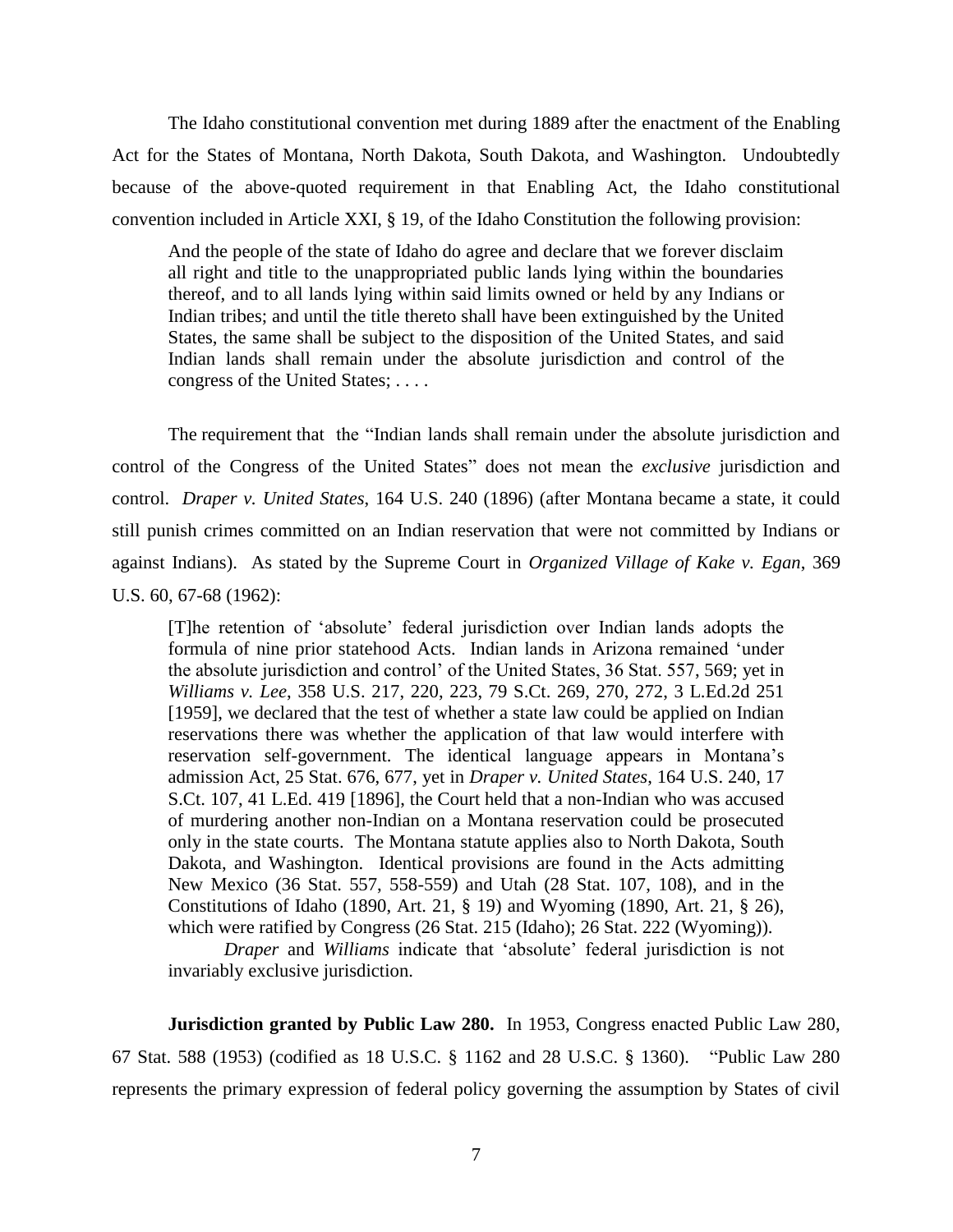The Idaho constitutional convention met during 1889 after the enactment of the Enabling Act for the States of Montana, North Dakota, South Dakota, and Washington. Undoubtedly because of the above-quoted requirement in that Enabling Act, the Idaho constitutional convention included in Article XXI, § 19, of the Idaho Constitution the following provision:

> And the people of the state of Idaho do agree and declare that we forever disclaim all right and title to the unappropriated public lands lying within the boundaries thereof, and to all lands lying within said limits owned or held by any Indians or Indian tribes; and until the title thereto shall have been extinguished by the United States, the same shall be subject to the disposition of the United States, and said Indian lands shall remain under the absolute jurisdiction and control of the congress of the United States; . . . .

The requirement that the "Indian lands shall remain under the absolute jurisdiction and control of the Congress of the United States" does not mean the *exclusive* jurisdiction and control. *Draper v. United States*, 164 U.S. 240 (1896) (after Montana became a state, it could still punish crimes committed on an Indian reservation that were not committed by Indians or against Indians). As stated by the Supreme Court in *Organized Village of Kake v. Egan*, 369 U.S. 60, 67-68 (1962):

> [T]he retention of 'absolute' federal jurisdiction over Indian lands adopts the formula of nine prior statehood Acts. Indian lands in Arizona remained 'under the absolute jurisdiction and control' of the United States, 36 Stat. 557, 569; yet in *Williams v. Lee*, 358 U.S. 217, 220, 223, 79 S.Ct. 269, 270, 272, 3 L.Ed.2d 251 [1959], we declared that the test of whether a state law could be applied on Indian reservations there was whether the application of that law would interfere with reservation self-government. The identical language appears in Montana's admission Act, 25 Stat. 676, 677, yet in *Draper v. United States*, 164 U.S. 240, 17 S.Ct. 107, 41 L.Ed. 419 [1896], the Court held that a non-Indian who was accused of murdering another non-Indian on a Montana reservation could be prosecuted only in the state courts. The Montana statute applies also to North Dakota, South Dakota, and Washington. Identical provisions are found in the Acts admitting New Mexico (36 Stat. 557, 558-559) and Utah (28 Stat. 107, 108), and in the Constitutions of Idaho (1890, Art. 21, § 19) and Wyoming (1890, Art. 21, § 26), which were ratified by Congress (26 Stat. 215 (Idaho); 26 Stat. 222 (Wyoming)).
>
> *Draper* and *Williams* indicate that 'absolute' federal jurisdiction is not invariably exclusive jurisdiction.

**Jurisdiction granted by Public Law 280.** In 1953, Congress enacted Public Law 280, 67 Stat. 588 (1953) (codified as 18 U.S.C. § 1162 and 28 U.S.C. § 1360). "Public Law 280 represents the primary expression of federal policy governing the assumption by States of civil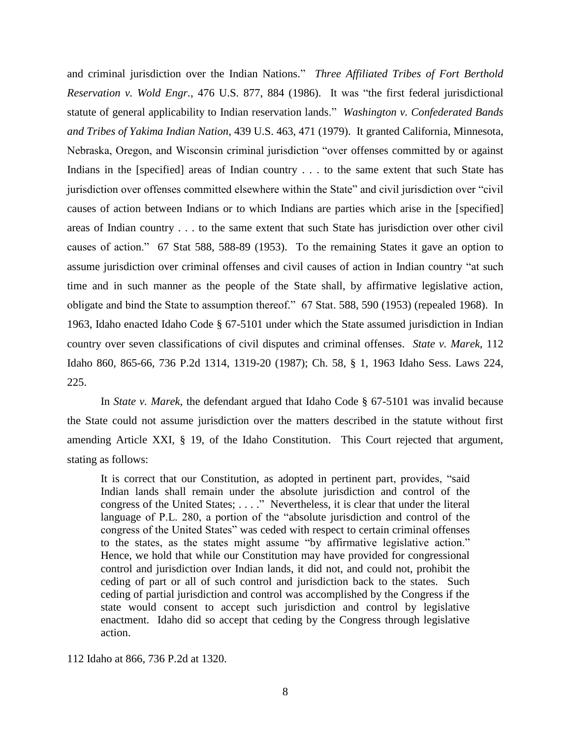and criminal jurisdiction over the Indian Nations." *Three Affiliated Tribes of Fort Berthold Reservation v. Wold Engr.*, 476 U.S. 877, 884 (1986). It was "the first federal jurisdictional statute of general applicability to Indian reservation lands." *Washington v. Confederated Bands and Tribes of Yakima Indian Nation*, 439 U.S. 463, 471 (1979). It granted California, Minnesota, Nebraska, Oregon, and Wisconsin criminal jurisdiction "over offenses committed by or against Indians in the [specified] areas of Indian country . . . to the same extent that such State has jurisdiction over offenses committed elsewhere within the State" and civil jurisdiction over "civil causes of action between Indians or to which Indians are parties which arise in the [specified] areas of Indian country . . . to the same extent that such State has jurisdiction over other civil causes of action." 67 Stat 588, 588-89 (1953). To the remaining States it gave an option to assume jurisdiction over criminal offenses and civil causes of action in Indian country "at such time and in such manner as the people of the State shall, by affirmative legislative action, obligate and bind the State to assumption thereof." 67 Stat. 588, 590 (1953) (repealed 1968). In 1963, Idaho enacted Idaho Code § 67-5101 under which the State assumed jurisdiction in Indian country over seven classifications of civil disputes and criminal offenses. *State v. Marek*, 112 Idaho 860, 865-66, 736 P.2d 1314, 1319-20 (1987); Ch. 58, § 1, 1963 Idaho Sess. Laws 224, 225.

In *State v. Marek*, the defendant argued that Idaho Code § 67-5101 was invalid because the State could not assume jurisdiction over the matters described in the statute without first amending Article XXI, § 19, of the Idaho Constitution. This Court rejected that argument, stating as follows:

> It is correct that our Constitution, as adopted in pertinent part, provides, "said Indian lands shall remain under the absolute jurisdiction and control of the congress of the United States; . . . ." Nevertheless, it is clear that under the literal language of P.L. 280, a portion of the "absolute jurisdiction and control of the congress of the United States" was ceded with respect to certain criminal offenses to the states, as the states might assume "by affirmative legislative action." Hence, we hold that while our Constitution may have provided for congressional control and jurisdiction over Indian lands, it did not, and could not, prohibit the ceding of part or all of such control and jurisdiction back to the states. Such ceding of partial jurisdiction and control was accomplished by the Congress if the state would consent to accept such jurisdiction and control by legislative enactment. Idaho did so accept that ceding by the Congress through legislative action.

112 Idaho at 866, 736 P.2d at 1320.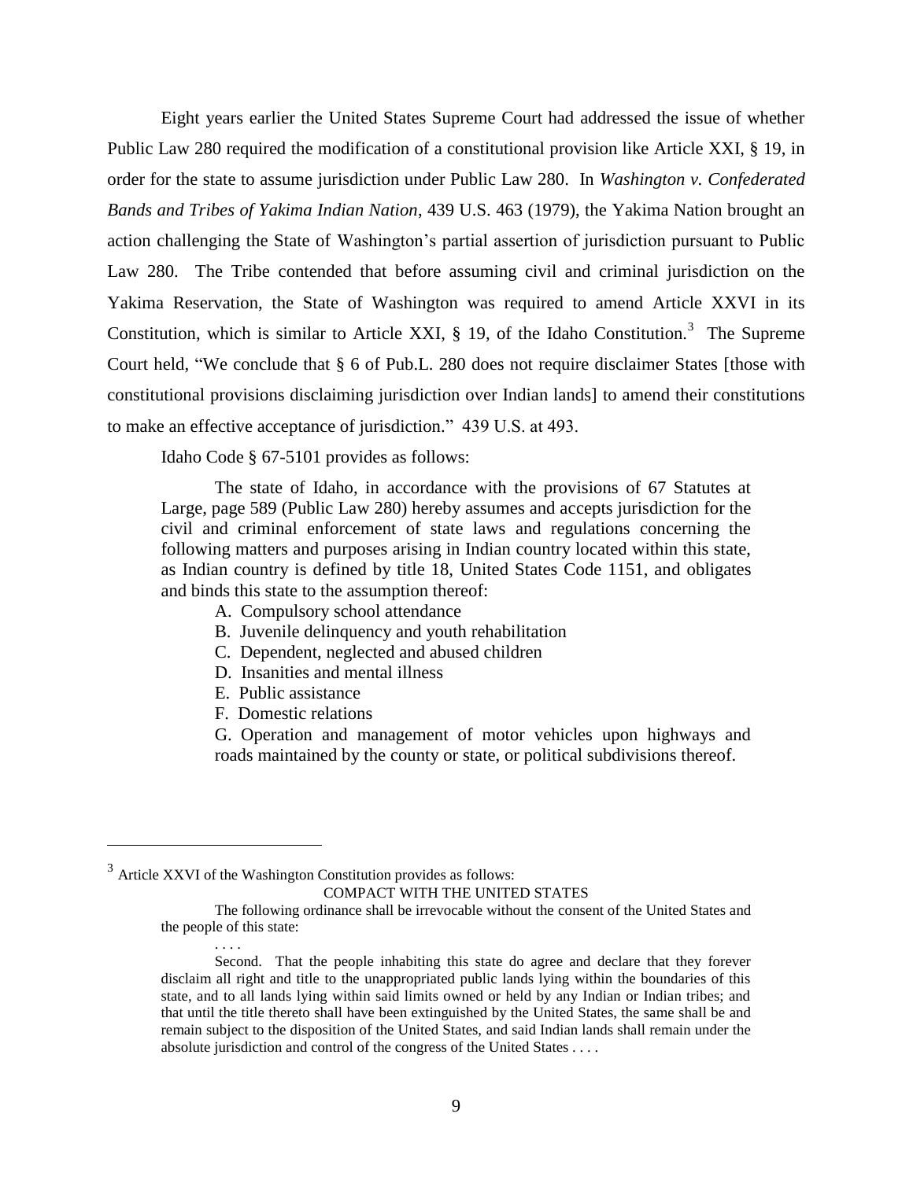Eight years earlier the United States Supreme Court had addressed the issue of whether Public Law 280 required the modification of a constitutional provision like Article XXI, § 19, in order for the state to assume jurisdiction under Public Law 280. In *Washington v. Confederated Bands and Tribes of Yakima Indian Nation*, 439 U.S. 463 (1979), the Yakima Nation brought an action challenging the State of Washington's partial assertion of jurisdiction pursuant to Public Law 280. The Tribe contended that before assuming civil and criminal jurisdiction on the Yakima Reservation, the State of Washington was required to amend Article XXVI in its Constitution, which is similar to Article XXI, § 19, of the Idaho Constitution.[3] The Supreme Court held, "We conclude that § 6 of Pub.L. 280 does not require disclaimer States [those with constitutional provisions disclaiming jurisdiction over Indian lands] to amend their constitutions to make an effective acceptance of jurisdiction." 439 U.S. at 493.

Idaho Code § 67-5101 provides as follows:

> The state of Idaho, in accordance with the provisions of 67 Statutes at Large, page 589 (Public Law 280) hereby assumes and accepts jurisdiction for the civil and criminal enforcement of state laws and regulations concerning the following matters and purposes arising in Indian country located within this state, as Indian country is defined by title 18, United States Code 1151, and obligates and binds this state to the assumption thereof:
>
> A. Compulsory school attendance
>
> B. Juvenile delinquency and youth rehabilitation
>
> C. Dependent, neglected and abused children
>
> D. Insanities and mental illness
>
> E. Public assistance
>
> F. Domestic relations
>
> G. Operation and management of motor vehicles upon highways and roads maintained by the county or state, or political subdivisions thereof.

---

[3] Article XXVI of the Washington Constitution provides as follows:

> COMPACT WITH THE UNITED STATES
>
> The following ordinance shall be irrevocable without the consent of the United States and the people of this state:
>
> . . . .
>
> Second. That the people inhabiting this state do agree and declare that they forever disclaim all right and title to the unappropriated public lands lying within the boundaries of this state, and to all lands lying within said limits owned or held by any Indian or Indian tribes; and that until the title thereto shall have been extinguished by the United States, the same shall be and remain subject to the disposition of the United States, and said Indian lands shall remain under the absolute jurisdiction and control of the congress of the United States . . . .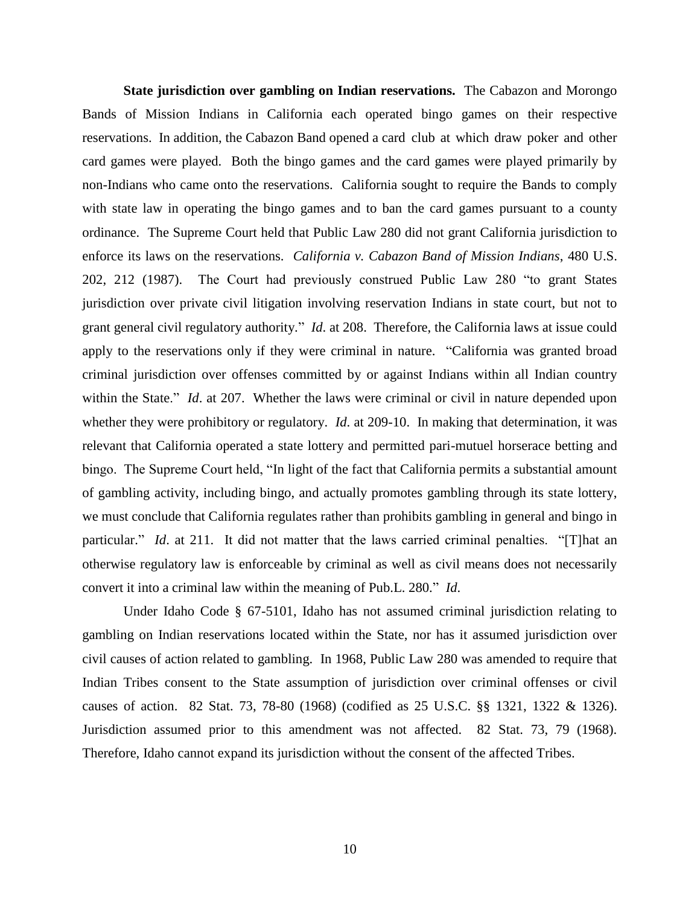**State jurisdiction over gambling on Indian reservations.** The Cabazon and Morongo Bands of Mission Indians in California each operated bingo games on their respective reservations. In addition, the Cabazon Band opened a card club at which draw poker and other card games were played. Both the bingo games and the card games were played primarily by non-Indians who came onto the reservations. California sought to require the Bands to comply with state law in operating the bingo games and to ban the card games pursuant to a county ordinance. The Supreme Court held that Public Law 280 did not grant California jurisdiction to enforce its laws on the reservations. *California v. Cabazon Band of Mission Indians*, 480 U.S. 202, 212 (1987). The Court had previously construed Public Law 280 "to grant States jurisdiction over private civil litigation involving reservation Indians in state court, but not to grant general civil regulatory authority." *Id*. at 208. Therefore, the California laws at issue could apply to the reservations only if they were criminal in nature. "California was granted broad criminal jurisdiction over offenses committed by or against Indians within all Indian country within the State." *Id*. at 207. Whether the laws were criminal or civil in nature depended upon whether they were prohibitory or regulatory. *Id*. at 209-10. In making that determination, it was relevant that California operated a state lottery and permitted pari-mutuel horserace betting and bingo. The Supreme Court held, "In light of the fact that California permits a substantial amount of gambling activity, including bingo, and actually promotes gambling through its state lottery, we must conclude that California regulates rather than prohibits gambling in general and bingo in particular." *Id*. at 211. It did not matter that the laws carried criminal penalties. "[T]hat an otherwise regulatory law is enforceable by criminal as well as civil means does not necessarily convert it into a criminal law within the meaning of Pub.L. 280." *Id*.

Under Idaho Code § 67-5101, Idaho has not assumed criminal jurisdiction relating to gambling on Indian reservations located within the State, nor has it assumed jurisdiction over civil causes of action related to gambling. In 1968, Public Law 280 was amended to require that Indian Tribes consent to the State assumption of jurisdiction over criminal offenses or civil causes of action. 82 Stat. 73, 78-80 (1968) (codified as 25 U.S.C. §§ 1321, 1322 & 1326). Jurisdiction assumed prior to this amendment was not affected. 82 Stat. 73, 79 (1968). Therefore, Idaho cannot expand its jurisdiction without the consent of the affected Tribes.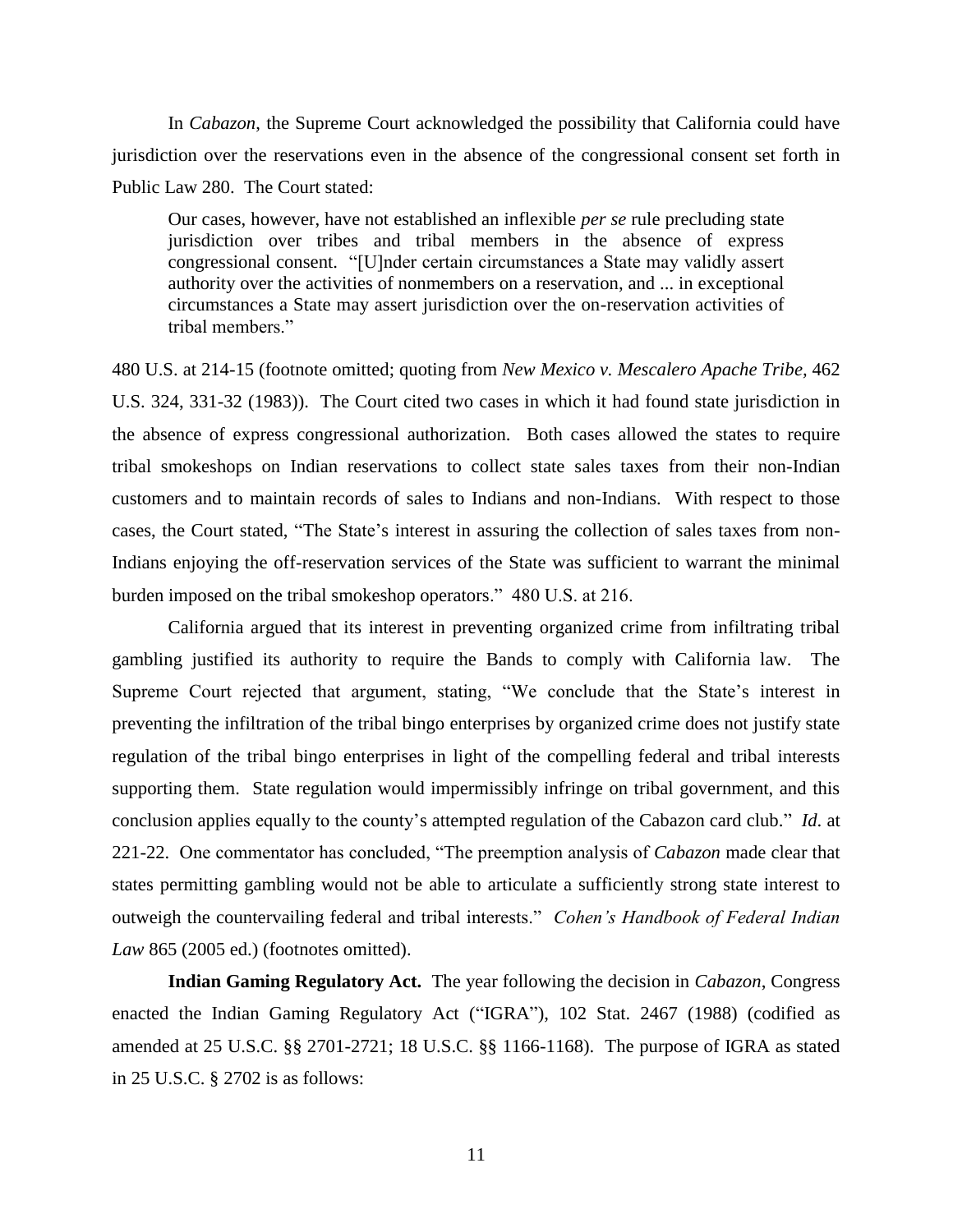In *Cabazon*, the Supreme Court acknowledged the possibility that California could have jurisdiction over the reservations even in the absence of the congressional consent set forth in Public Law 280. The Court stated:

> Our cases, however, have not established an inflexible *per se* rule precluding state jurisdiction over tribes and tribal members in the absence of express congressional consent. "[U]nder certain circumstances a State may validly assert authority over the activities of nonmembers on a reservation, and ... in exceptional circumstances a State may assert jurisdiction over the on-reservation activities of tribal members."

480 U.S. at 214-15 (footnote omitted; quoting from *New Mexico v. Mescalero Apache Tribe*, 462 U.S. 324, 331-32 (1983)). The Court cited two cases in which it had found state jurisdiction in the absence of express congressional authorization. Both cases allowed the states to require tribal smokeshops on Indian reservations to collect state sales taxes from their non-Indian customers and to maintain records of sales to Indians and non-Indians. With respect to those cases, the Court stated, "The State's interest in assuring the collection of sales taxes from non-Indians enjoying the off-reservation services of the State was sufficient to warrant the minimal burden imposed on the tribal smokeshop operators." 480 U.S. at 216.

California argued that its interest in preventing organized crime from infiltrating tribal gambling justified its authority to require the Bands to comply with California law. The Supreme Court rejected that argument, stating, "We conclude that the State's interest in preventing the infiltration of the tribal bingo enterprises by organized crime does not justify state regulation of the tribal bingo enterprises in light of the compelling federal and tribal interests supporting them. State regulation would impermissibly infringe on tribal government, and this conclusion applies equally to the county's attempted regulation of the Cabazon card club." *Id.* at 221-22. One commentator has concluded, "The preemption analysis of *Cabazon* made clear that states permitting gambling would not be able to articulate a sufficiently strong state interest to outweigh the countervailing federal and tribal interests." *Cohen's Handbook of Federal Indian Law* 865 (2005 ed.) (footnotes omitted).

**Indian Gaming Regulatory Act.** The year following the decision in *Cabazon*, Congress enacted the Indian Gaming Regulatory Act ("IGRA"), 102 Stat. 2467 (1988) (codified as amended at 25 U.S.C. §§ 2701-2721; 18 U.S.C. §§ 1166-1168). The purpose of IGRA as stated in 25 U.S.C. § 2702 is as follows: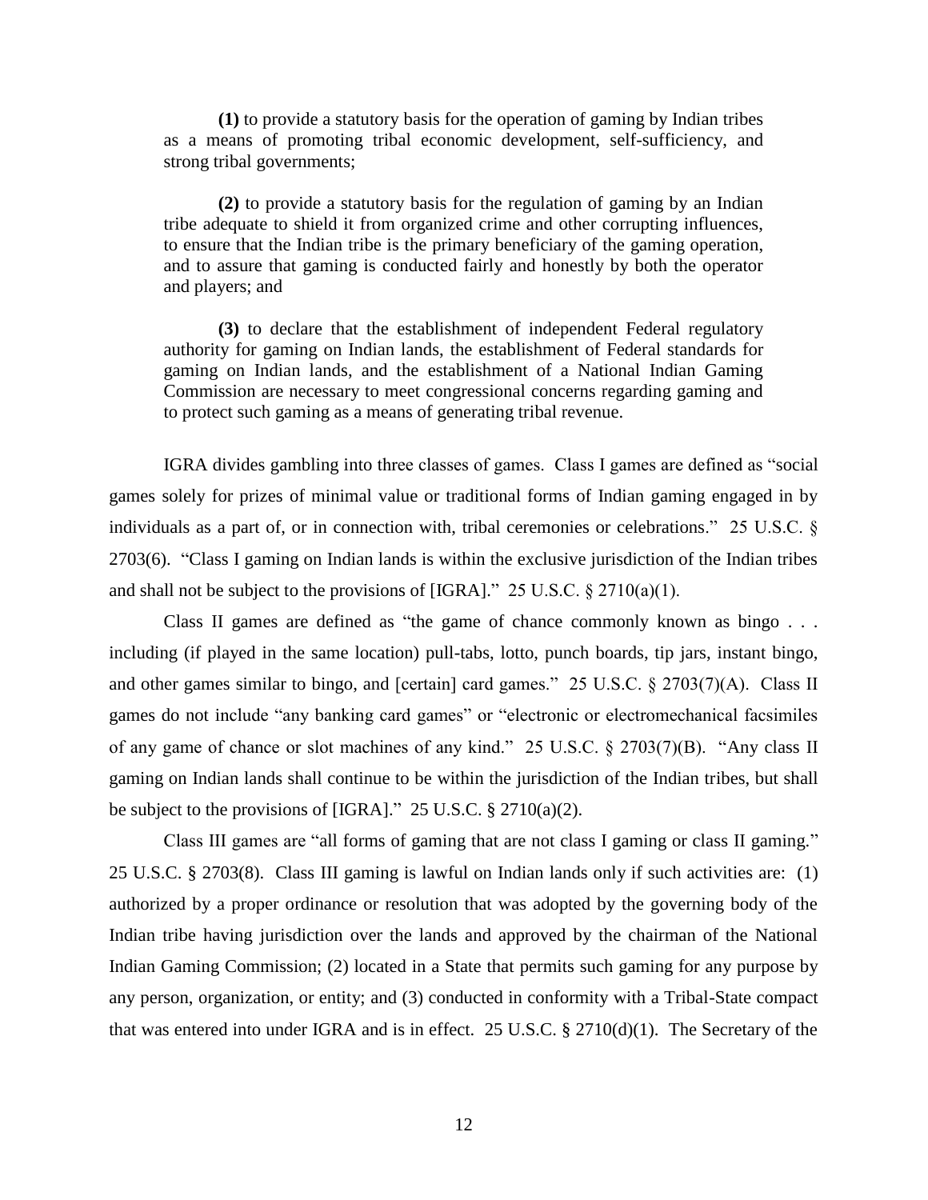> **(1)** to provide a statutory basis for the operation of gaming by Indian tribes as a means of promoting tribal economic development, self-sufficiency, and strong tribal governments;
>
> **(2)** to provide a statutory basis for the regulation of gaming by an Indian tribe adequate to shield it from organized crime and other corrupting influences, to ensure that the Indian tribe is the primary beneficiary of the gaming operation, and to assure that gaming is conducted fairly and honestly by both the operator and players; and
>
> **(3)** to declare that the establishment of independent Federal regulatory authority for gaming on Indian lands, the establishment of Federal standards for gaming on Indian lands, and the establishment of a National Indian Gaming Commission are necessary to meet congressional concerns regarding gaming and to protect such gaming as a means of generating tribal revenue.

IGRA divides gambling into three classes of games. Class I games are defined as "social games solely for prizes of minimal value or traditional forms of Indian gaming engaged in by individuals as a part of, or in connection with, tribal ceremonies or celebrations." 25 U.S.C. § 2703(6). "Class I gaming on Indian lands is within the exclusive jurisdiction of the Indian tribes and shall not be subject to the provisions of [IGRA]." 25 U.S.C. § 2710(a)(1).

Class II games are defined as "the game of chance commonly known as bingo . . . including (if played in the same location) pull-tabs, lotto, punch boards, tip jars, instant bingo, and other games similar to bingo, and [certain] card games." 25 U.S.C. § 2703(7)(A). Class II games do not include "any banking card games" or "electronic or electromechanical facsimiles of any game of chance or slot machines of any kind." 25 U.S.C. § 2703(7)(B). "Any class II gaming on Indian lands shall continue to be within the jurisdiction of the Indian tribes, but shall be subject to the provisions of [IGRA]." 25 U.S.C. § 2710(a)(2).

Class III games are "all forms of gaming that are not class I gaming or class II gaming." 25 U.S.C. § 2703(8). Class III gaming is lawful on Indian lands only if such activities are: (1) authorized by a proper ordinance or resolution that was adopted by the governing body of the Indian tribe having jurisdiction over the lands and approved by the chairman of the National Indian Gaming Commission; (2) located in a State that permits such gaming for any purpose by any person, organization, or entity; and (3) conducted in conformity with a Tribal-State compact that was entered into under IGRA and is in effect. 25 U.S.C. § 2710(d)(1). The Secretary of the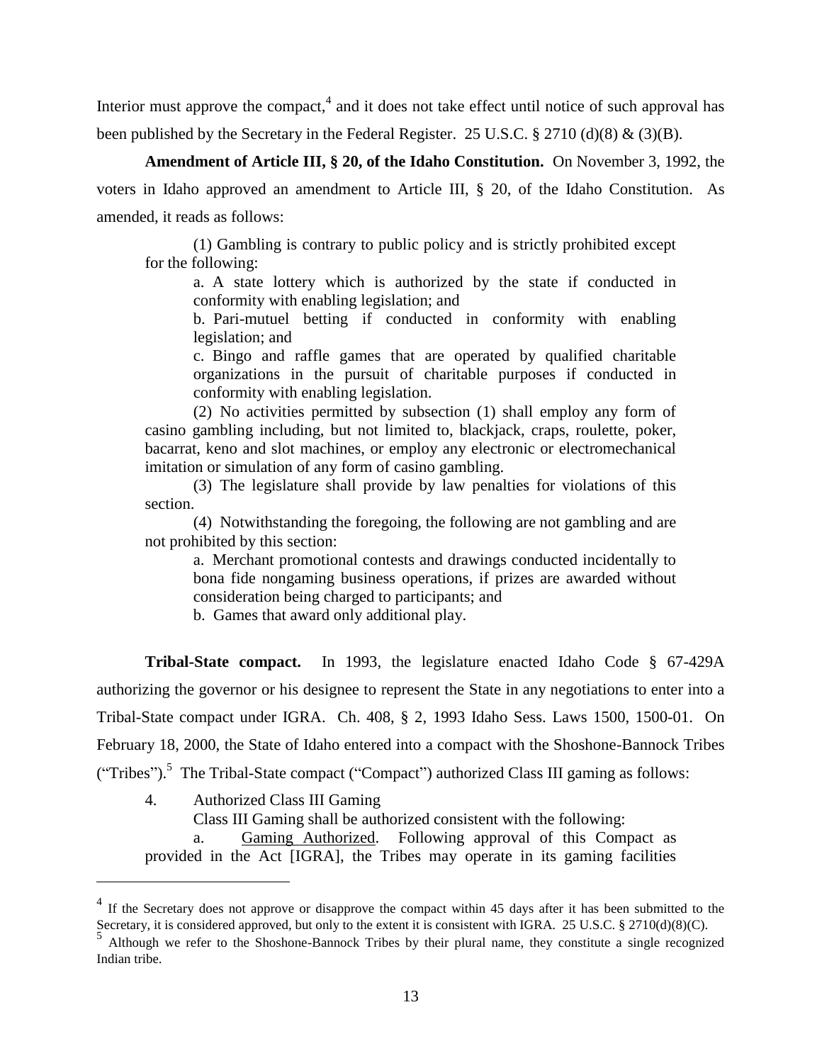Interior must approve the compact,[4] and it does not take effect until notice of such approval has been published by the Secretary in the Federal Register. 25 U.S.C. § 2710 (d)(8) & (3)(B).

**Amendment of Article III, § 20, of the Idaho Constitution.** On November 3, 1992, the voters in Idaho approved an amendment to Article III, § 20, of the Idaho Constitution. As amended, it reads as follows:

> (1) Gambling is contrary to public policy and is strictly prohibited except for the following:
>
> a. A state lottery which is authorized by the state if conducted in conformity with enabling legislation; and
>
> b. Pari-mutuel betting if conducted in conformity with enabling legislation; and
>
> c. Bingo and raffle games that are operated by qualified charitable organizations in the pursuit of charitable purposes if conducted in conformity with enabling legislation.
>
> (2) No activities permitted by subsection (1) shall employ any form of casino gambling including, but not limited to, blackjack, craps, roulette, poker, bacarrat, keno and slot machines, or employ any electronic or electromechanical imitation or simulation of any form of casino gambling.
>
> (3) The legislature shall provide by law penalties for violations of this section.
>
> (4) Notwithstanding the foregoing, the following are not gambling and are not prohibited by this section:
>
> a. Merchant promotional contests and drawings conducted incidentally to bona fide nongaming business operations, if prizes are awarded without consideration being charged to participants; and
>
> b. Games that award only additional play.

**Tribal-State compact.** In 1993, the legislature enacted Idaho Code § 67-429A authorizing the governor or his designee to represent the State in any negotiations to enter into a Tribal-State compact under IGRA. Ch. 408, § 2, 1993 Idaho Sess. Laws 1500, 1500-01. On February 18, 2000, the State of Idaho entered into a compact with the Shoshone-Bannock Tribes ("Tribes").[5] The Tribal-State compact ("Compact") authorized Class III gaming as follows:

> 4. Authorized Class III Gaming
>
> Class III Gaming shall be authorized consistent with the following:
>
> a. Gaming Authorized. Following approval of this Compact as provided in the Act [IGRA], the Tribes may operate in its gaming facilities

---

[4] If the Secretary does not approve or disapprove the compact within 45 days after it has been submitted to the Secretary, it is considered approved, but only to the extent it is consistent with IGRA. 25 U.S.C. § 2710(d)(8)(C).

[5] Although we refer to the Shoshone-Bannock Tribes by their plural name, they constitute a single recognized Indian tribe.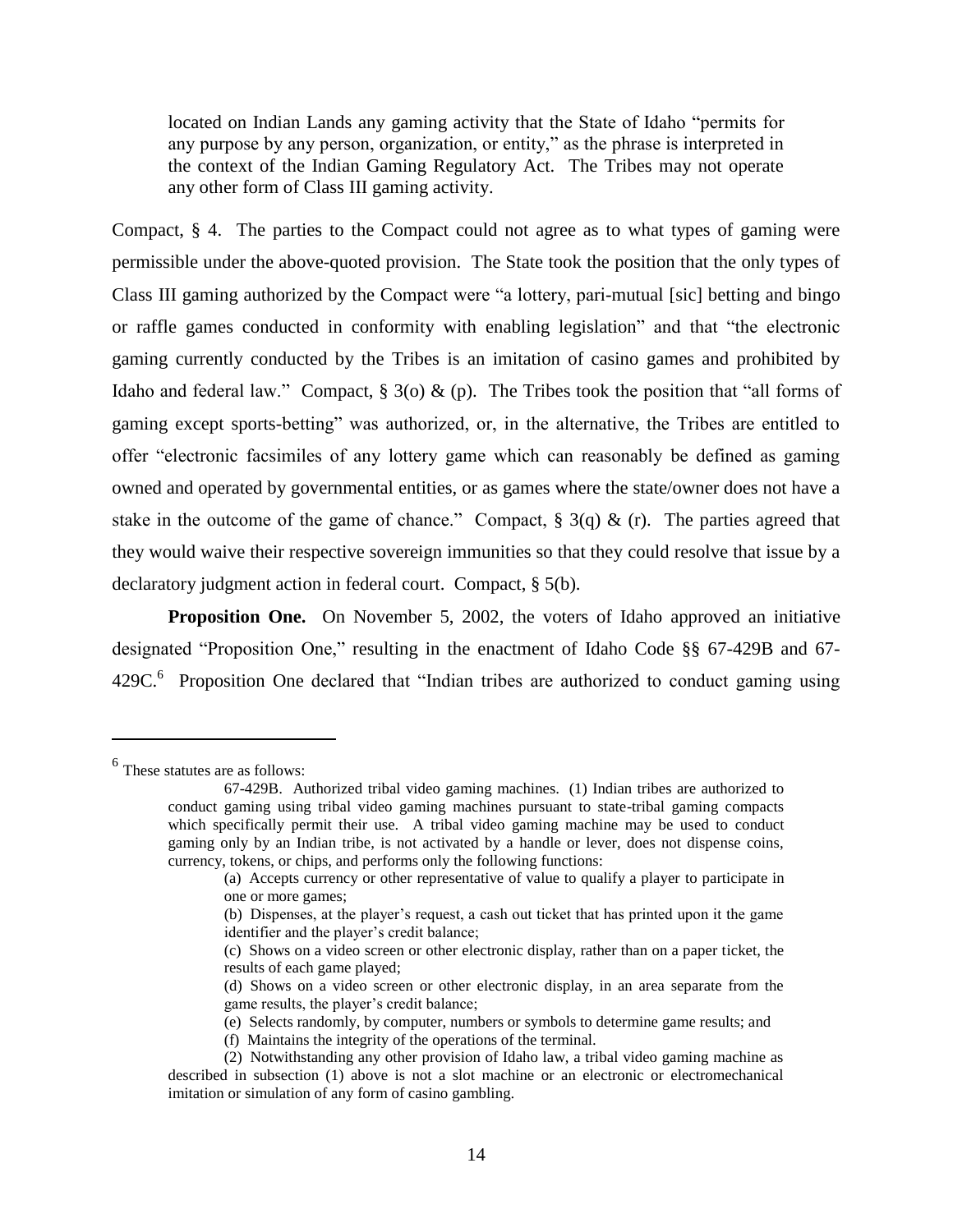> located on Indian Lands any gaming activity that the State of Idaho "permits for any purpose by any person, organization, or entity," as the phrase is interpreted in the context of the Indian Gaming Regulatory Act. The Tribes may not operate any other form of Class III gaming activity.

Compact, § 4. The parties to the Compact could not agree as to what types of gaming were permissible under the above-quoted provision. The State took the position that the only types of Class III gaming authorized by the Compact were "a lottery, pari-mutual [sic] betting and bingo or raffle games conducted in conformity with enabling legislation" and that "the electronic gaming currently conducted by the Tribes is an imitation of casino games and prohibited by Idaho and federal law." Compact, § 3(o) & (p). The Tribes took the position that "all forms of gaming except sports-betting" was authorized, or, in the alternative, the Tribes are entitled to offer "electronic facsimiles of any lottery game which can reasonably be defined as gaming owned and operated by governmental entities, or as games where the state/owner does not have a stake in the outcome of the game of chance." Compact, § 3(q) & (r). The parties agreed that they would waive their respective sovereign immunities so that they could resolve that issue by a declaratory judgment action in federal court. Compact, § 5(b).

**Proposition One.** On November 5, 2002, the voters of Idaho approved an initiative designated "Proposition One," resulting in the enactment of Idaho Code §§ 67-429B and 67-429C.[6] Proposition One declared that "Indian tribes are authorized to conduct gaming using

---

[6] These statutes are as follows:

> 67-429B. Authorized tribal video gaming machines. (1) Indian tribes are authorized to conduct gaming using tribal video gaming machines pursuant to state-tribal gaming compacts which specifically permit their use. A tribal video gaming machine may be used to conduct gaming only by an Indian tribe, is not activated by a handle or lever, does not dispense coins, currency, tokens, or chips, and performs only the following functions:
>
> (a) Accepts currency or other representative of value to qualify a player to participate in one or more games;
>
> (b) Dispenses, at the player's request, a cash out ticket that has printed upon it the game identifier and the player's credit balance;
>
> (c) Shows on a video screen or other electronic display, rather than on a paper ticket, the results of each game played;
>
> (d) Shows on a video screen or other electronic display, in an area separate from the game results, the player's credit balance;
>
> (e) Selects randomly, by computer, numbers or symbols to determine game results; and
>
> (f) Maintains the integrity of the operations of the terminal.
>
> (2) Notwithstanding any other provision of Idaho law, a tribal video gaming machine as described in subsection (1) above is not a slot machine or an electronic or electromechanical imitation or simulation of any form of casino gambling.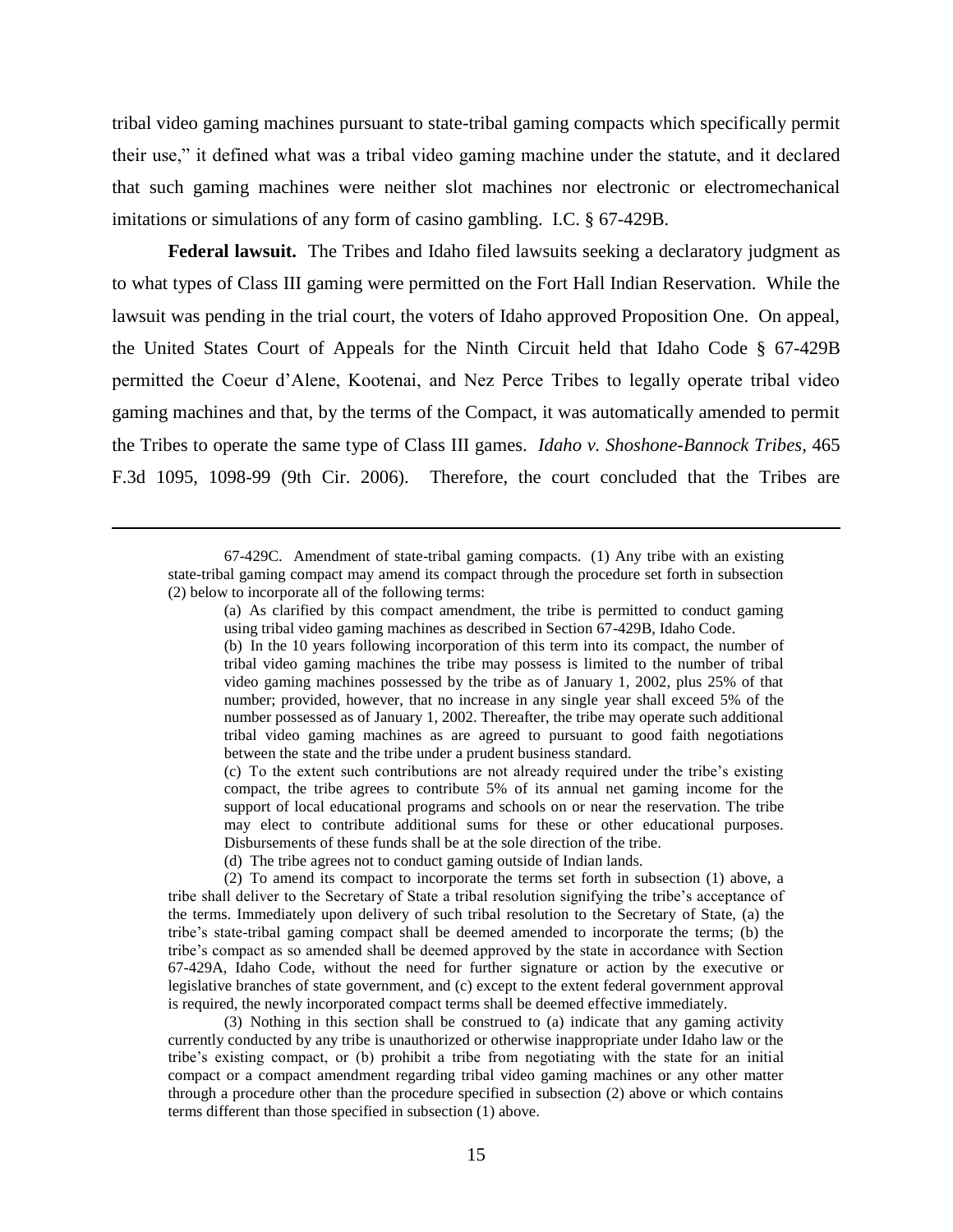tribal video gaming machines pursuant to state-tribal gaming compacts which specifically permit their use," it defined what was a tribal video gaming machine under the statute, and it declared that such gaming machines were neither slot machines nor electronic or electromechanical imitations or simulations of any form of casino gambling. I.C. § 67-429B.

**Federal lawsuit.** The Tribes and Idaho filed lawsuits seeking a declaratory judgment as to what types of Class III gaming were permitted on the Fort Hall Indian Reservation. While the lawsuit was pending in the trial court, the voters of Idaho approved Proposition One. On appeal, the United States Court of Appeals for the Ninth Circuit held that Idaho Code § 67-429B permitted the Coeur d'Alene, Kootenai, and Nez Perce Tribes to legally operate tribal video gaming machines and that, by the terms of the Compact, it was automatically amended to permit the Tribes to operate the same type of Class III games. *Idaho v. Shoshone-Bannock Tribes*, 465 F.3d 1095, 1098-99 (9th Cir. 2006). Therefore, the court concluded that the Tribes are

---

67-429C. Amendment of state-tribal gaming compacts. (1) Any tribe with an existing state-tribal gaming compact may amend its compact through the procedure set forth in subsection (2) below to incorporate all of the following terms:

(a) As clarified by this compact amendment, the tribe is permitted to conduct gaming using tribal video gaming machines as described in Section 67-429B, Idaho Code.

(b) In the 10 years following incorporation of this term into its compact, the number of tribal video gaming machines the tribe may possess is limited to the number of tribal video gaming machines possessed by the tribe as of January 1, 2002, plus 25% of that number; provided, however, that no increase in any single year shall exceed 5% of the number possessed as of January 1, 2002. Thereafter, the tribe may operate such additional tribal video gaming machines as are agreed to pursuant to good faith negotiations between the state and the tribe under a prudent business standard.

(c) To the extent such contributions are not already required under the tribe's existing compact, the tribe agrees to contribute 5% of its annual net gaming income for the support of local educational programs and schools on or near the reservation. The tribe may elect to contribute additional sums for these or other educational purposes. Disbursements of these funds shall be at the sole direction of the tribe.

(d) The tribe agrees not to conduct gaming outside of Indian lands.

(2) To amend its compact to incorporate the terms set forth in subsection (1) above, a tribe shall deliver to the Secretary of State a tribal resolution signifying the tribe's acceptance of the terms. Immediately upon delivery of such tribal resolution to the Secretary of State, (a) the tribe's state-tribal gaming compact shall be deemed amended to incorporate the terms; (b) the tribe's compact as so amended shall be deemed approved by the state in accordance with Section 67-429A, Idaho Code, without the need for further signature or action by the executive or legislative branches of state government, and (c) except to the extent federal government approval is required, the newly incorporated compact terms shall be deemed effective immediately.

(3) Nothing in this section shall be construed to (a) indicate that any gaming activity currently conducted by any tribe is unauthorized or otherwise inappropriate under Idaho law or the tribe's existing compact, or (b) prohibit a tribe from negotiating with the state for an initial compact or a compact amendment regarding tribal video gaming machines or any other matter through a procedure other than the procedure specified in subsection (2) above or which contains terms different than those specified in subsection (1) above.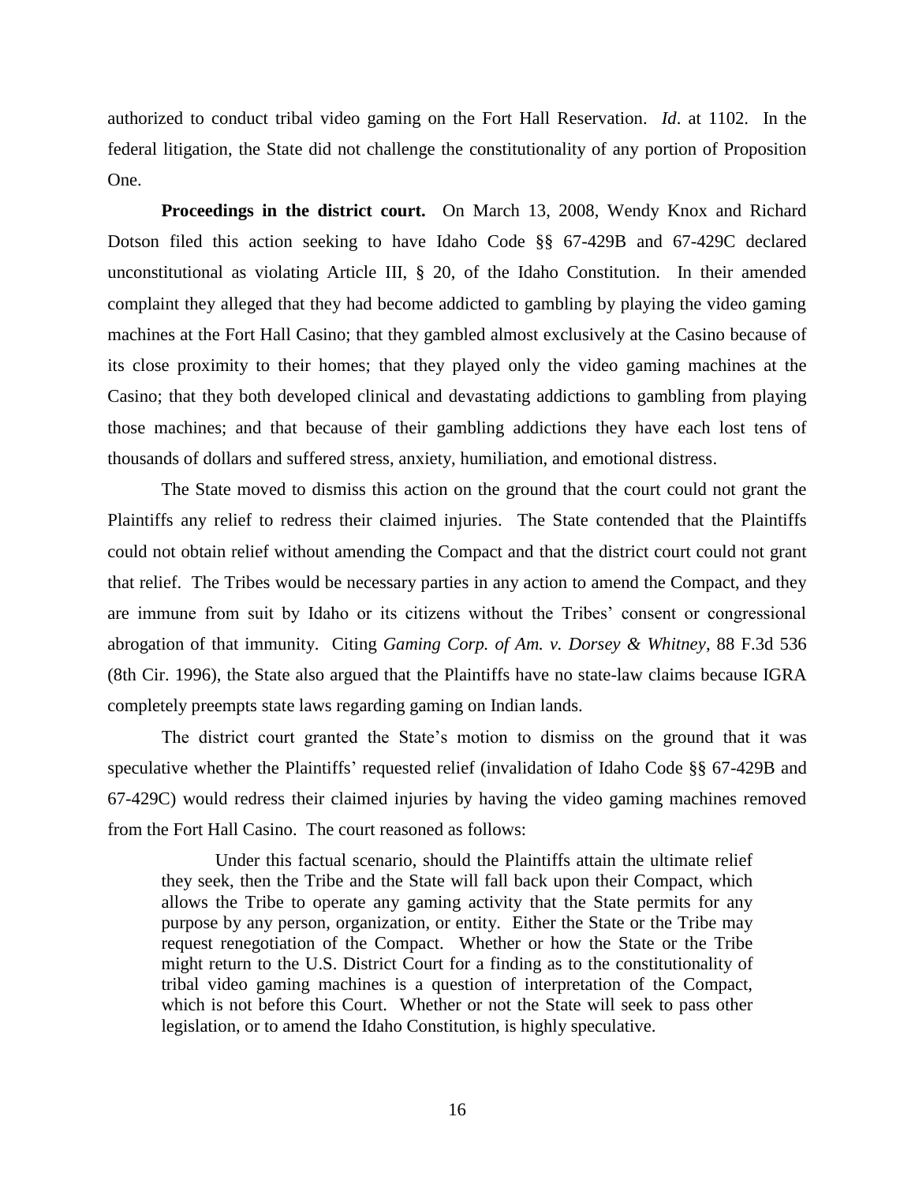authorized to conduct tribal video gaming on the Fort Hall Reservation. *Id*. at 1102. In the federal litigation, the State did not challenge the constitutionality of any portion of Proposition One.

**Proceedings in the district court.** On March 13, 2008, Wendy Knox and Richard Dotson filed this action seeking to have Idaho Code §§ 67-429B and 67-429C declared unconstitutional as violating Article III, § 20, of the Idaho Constitution. In their amended complaint they alleged that they had become addicted to gambling by playing the video gaming machines at the Fort Hall Casino; that they gambled almost exclusively at the Casino because of its close proximity to their homes; that they played only the video gaming machines at the Casino; that they both developed clinical and devastating addictions to gambling from playing those machines; and that because of their gambling addictions they have each lost tens of thousands of dollars and suffered stress, anxiety, humiliation, and emotional distress.

The State moved to dismiss this action on the ground that the court could not grant the Plaintiffs any relief to redress their claimed injuries. The State contended that the Plaintiffs could not obtain relief without amending the Compact and that the district court could not grant that relief. The Tribes would be necessary parties in any action to amend the Compact, and they are immune from suit by Idaho or its citizens without the Tribes' consent or congressional abrogation of that immunity. Citing *Gaming Corp. of Am. v. Dorsey & Whitney*, 88 F.3d 536 (8th Cir. 1996), the State also argued that the Plaintiffs have no state-law claims because IGRA completely preempts state laws regarding gaming on Indian lands.

The district court granted the State's motion to dismiss on the ground that it was speculative whether the Plaintiffs' requested relief (invalidation of Idaho Code §§ 67-429B and 67-429C) would redress their claimed injuries by having the video gaming machines removed from the Fort Hall Casino. The court reasoned as follows:

> Under this factual scenario, should the Plaintiffs attain the ultimate relief they seek, then the Tribe and the State will fall back upon their Compact, which allows the Tribe to operate any gaming activity that the State permits for any purpose by any person, organization, or entity. Either the State or the Tribe may request renegotiation of the Compact. Whether or how the State or the Tribe might return to the U.S. District Court for a finding as to the constitutionality of tribal video gaming machines is a question of interpretation of the Compact, which is not before this Court. Whether or not the State will seek to pass other legislation, or to amend the Idaho Constitution, is highly speculative.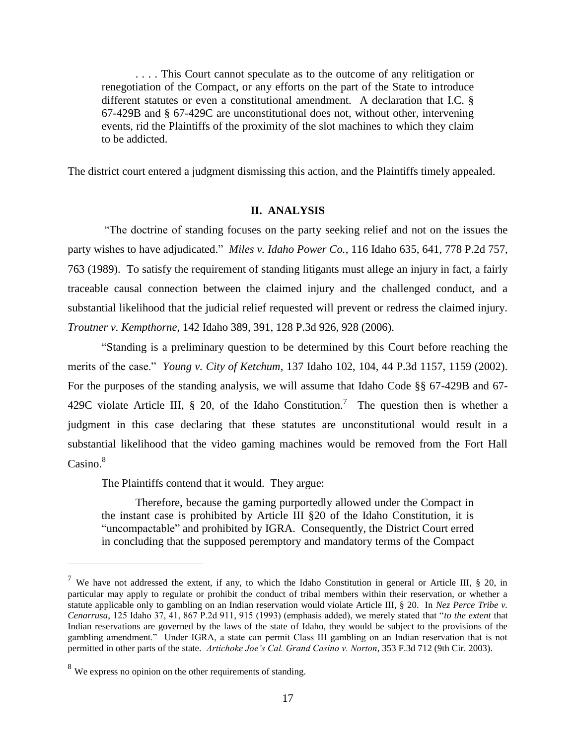> . . . . This Court cannot speculate as to the outcome of any relitigation or renegotiation of the Compact, or any efforts on the part of the State to introduce different statutes or even a constitutional amendment. A declaration that I.C. § 67-429B and § 67-429C are unconstitutional does not, without other, intervening events, rid the Plaintiffs of the proximity of the slot machines to which they claim to be addicted.

The district court entered a judgment dismissing this action, and the Plaintiffs timely appealed.

## II. ANALYSIS

"The doctrine of standing focuses on the party seeking relief and not on the issues the party wishes to have adjudicated." *Miles v. Idaho Power Co.*, 116 Idaho 635, 641, 778 P.2d 757, 763 (1989). To satisfy the requirement of standing litigants must allege an injury in fact, a fairly traceable causal connection between the claimed injury and the challenged conduct, and a substantial likelihood that the judicial relief requested will prevent or redress the claimed injury. *Troutner v. Kempthorne*, 142 Idaho 389, 391, 128 P.3d 926, 928 (2006).

"Standing is a preliminary question to be determined by this Court before reaching the merits of the case." *Young v. City of Ketchum*, 137 Idaho 102, 104, 44 P.3d 1157, 1159 (2002). For the purposes of the standing analysis, we will assume that Idaho Code §§ 67-429B and 67-429C violate Article III, § 20, of the Idaho Constitution.[7] The question then is whether a judgment in this case declaring that these statutes are unconstitutional would result in a substantial likelihood that the video gaming machines would be removed from the Fort Hall Casino.[8]

The Plaintiffs contend that it would. They argue:

> Therefore, because the gaming purportedly allowed under the Compact in the instant case is prohibited by Article III §20 of the Idaho Constitution, it is "uncompactable" and prohibited by IGRA. Consequently, the District Court erred in concluding that the supposed peremptory and mandatory terms of the Compact

---

[7] We have not addressed the extent, if any, to which the Idaho Constitution in general or Article III, § 20, in particular may apply to regulate or prohibit the conduct of tribal members within their reservation, or whether a statute applicable only to gambling on an Indian reservation would violate Article III, § 20. In *Nez Perce Tribe v. Cenarrusa*, 125 Idaho 37, 41, 867 P.2d 911, 915 (1993) (emphasis added), we merely stated that "*to the extent* that Indian reservations are governed by the laws of the state of Idaho, they would be subject to the provisions of the gambling amendment." Under IGRA, a state can permit Class III gambling on an Indian reservation that is not permitted in other parts of the state. *Artichoke Joe's Cal. Grand Casino v. Norton*, 353 F.3d 712 (9th Cir. 2003).

[8] We express no opinion on the other requirements of standing.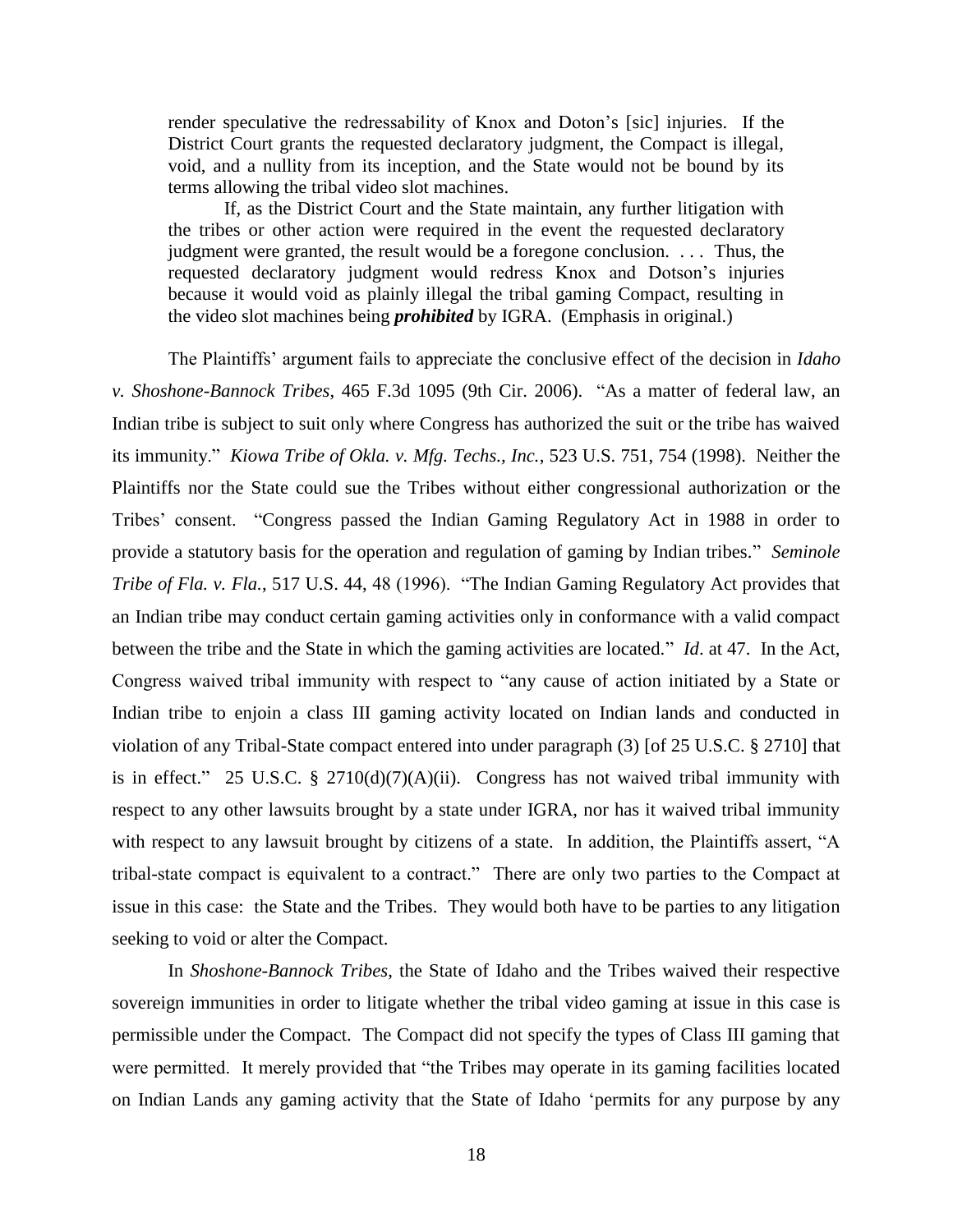> render speculative the redressability of Knox and Doton's [sic] injuries. If the District Court grants the requested declaratory judgment, the Compact is illegal, void, and a nullity from its inception, and the State would not be bound by its terms allowing the tribal video slot machines.
>
> If, as the District Court and the State maintain, any further litigation with the tribes or other action were required in the event the requested declaratory judgment were granted, the result would be a foregone conclusion. . . . Thus, the requested declaratory judgment would redress Knox and Dotson's injuries because it would void as plainly illegal the tribal gaming Compact, resulting in the video slot machines being ***prohibited*** by IGRA. (Emphasis in original.)

The Plaintiffs' argument fails to appreciate the conclusive effect of the decision in *Idaho v. Shoshone-Bannock Tribes*, 465 F.3d 1095 (9th Cir. 2006). "As a matter of federal law, an Indian tribe is subject to suit only where Congress has authorized the suit or the tribe has waived its immunity." *Kiowa Tribe of Okla. v. Mfg. Techs., Inc.*, 523 U.S. 751, 754 (1998). Neither the Plaintiffs nor the State could sue the Tribes without either congressional authorization or the Tribes' consent. "Congress passed the Indian Gaming Regulatory Act in 1988 in order to provide a statutory basis for the operation and regulation of gaming by Indian tribes." *Seminole Tribe of Fla. v. Fla.*, 517 U.S. 44, 48 (1996). "The Indian Gaming Regulatory Act provides that an Indian tribe may conduct certain gaming activities only in conformance with a valid compact between the tribe and the State in which the gaming activities are located." *Id*. at 47. In the Act, Congress waived tribal immunity with respect to "any cause of action initiated by a State or Indian tribe to enjoin a class III gaming activity located on Indian lands and conducted in violation of any Tribal-State compact entered into under paragraph (3) [of 25 U.S.C. § 2710] that is in effect." 25 U.S.C. § 2710(d)(7)(A)(ii). Congress has not waived tribal immunity with respect to any other lawsuits brought by a state under IGRA, nor has it waived tribal immunity with respect to any lawsuit brought by citizens of a state. In addition, the Plaintiffs assert, "A tribal-state compact is equivalent to a contract." There are only two parties to the Compact at issue in this case: the State and the Tribes. They would both have to be parties to any litigation seeking to void or alter the Compact.

In *Shoshone-Bannock Tribes*, the State of Idaho and the Tribes waived their respective sovereign immunities in order to litigate whether the tribal video gaming at issue in this case is permissible under the Compact. The Compact did not specify the types of Class III gaming that were permitted. It merely provided that "the Tribes may operate in its gaming facilities located on Indian Lands any gaming activity that the State of Idaho 'permits for any purpose by any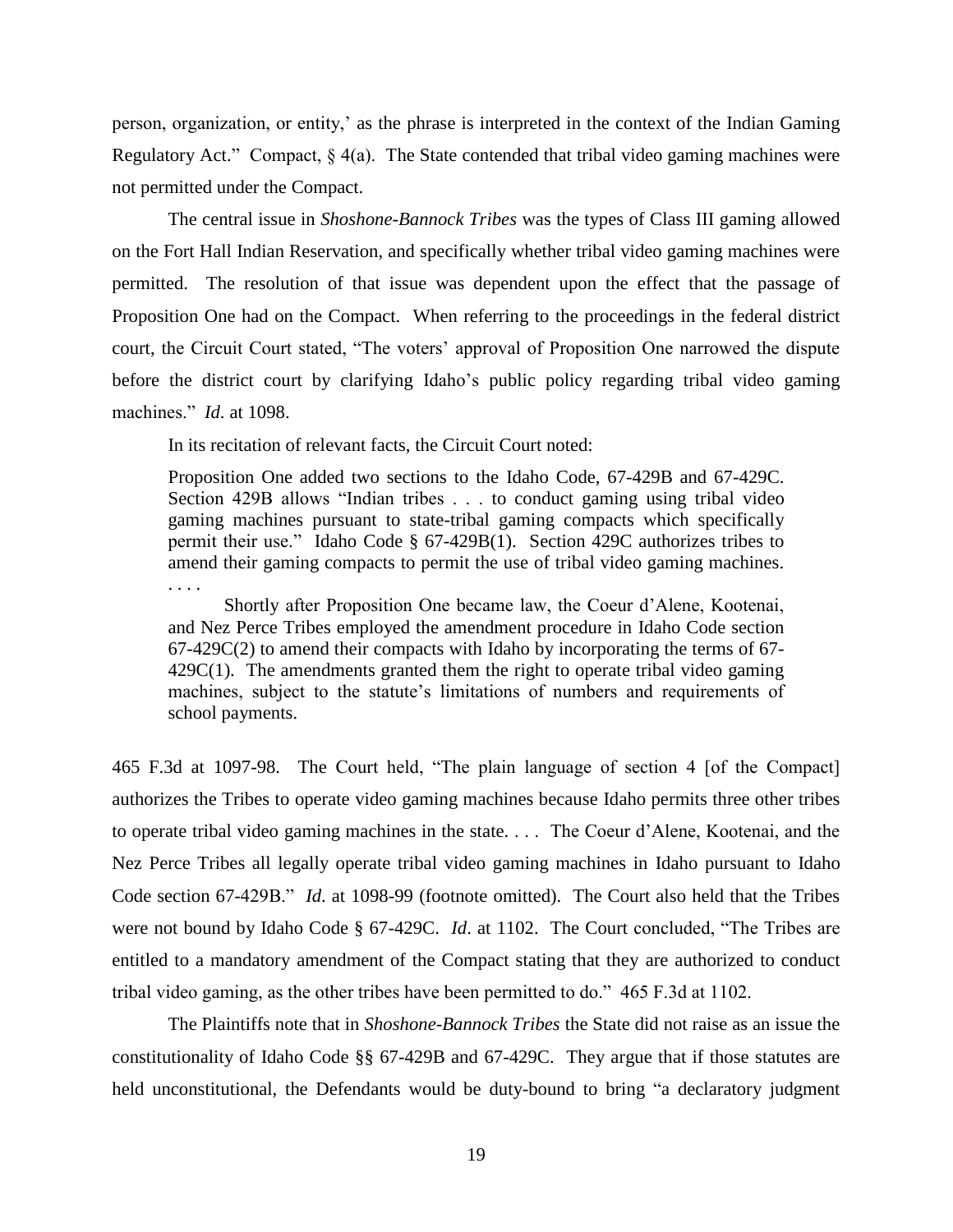person, organization, or entity,' as the phrase is interpreted in the context of the Indian Gaming Regulatory Act." Compact, § 4(a). The State contended that tribal video gaming machines were not permitted under the Compact.

The central issue in *Shoshone-Bannock Tribes* was the types of Class III gaming allowed on the Fort Hall Indian Reservation, and specifically whether tribal video gaming machines were permitted. The resolution of that issue was dependent upon the effect that the passage of Proposition One had on the Compact. When referring to the proceedings in the federal district court, the Circuit Court stated, "The voters' approval of Proposition One narrowed the dispute before the district court by clarifying Idaho's public policy regarding tribal video gaming machines." *Id*. at 1098.

In its recitation of relevant facts, the Circuit Court noted:

> Proposition One added two sections to the Idaho Code, 67-429B and 67-429C. Section 429B allows "Indian tribes . . . to conduct gaming using tribal video gaming machines pursuant to state-tribal gaming compacts which specifically permit their use." Idaho Code § 67-429B(1). Section 429C authorizes tribes to amend their gaming compacts to permit the use of tribal video gaming machines. . . . .
>
> Shortly after Proposition One became law, the Coeur d'Alene, Kootenai, and Nez Perce Tribes employed the amendment procedure in Idaho Code section 67-429C(2) to amend their compacts with Idaho by incorporating the terms of 67-429C(1). The amendments granted them the right to operate tribal video gaming machines, subject to the statute's limitations of numbers and requirements of school payments.

465 F.3d at 1097-98. The Court held, "The plain language of section 4 [of the Compact] authorizes the Tribes to operate video gaming machines because Idaho permits three other tribes to operate tribal video gaming machines in the state. . . . The Coeur d'Alene, Kootenai, and the Nez Perce Tribes all legally operate tribal video gaming machines in Idaho pursuant to Idaho Code section 67-429B." *Id*. at 1098-99 (footnote omitted). The Court also held that the Tribes were not bound by Idaho Code § 67-429C. *Id*. at 1102. The Court concluded, "The Tribes are entitled to a mandatory amendment of the Compact stating that they are authorized to conduct tribal video gaming, as the other tribes have been permitted to do." 465 F.3d at 1102.

The Plaintiffs note that in *Shoshone-Bannock Tribes* the State did not raise as an issue the constitutionality of Idaho Code §§ 67-429B and 67-429C. They argue that if those statutes are held unconstitutional, the Defendants would be duty-bound to bring "a declaratory judgment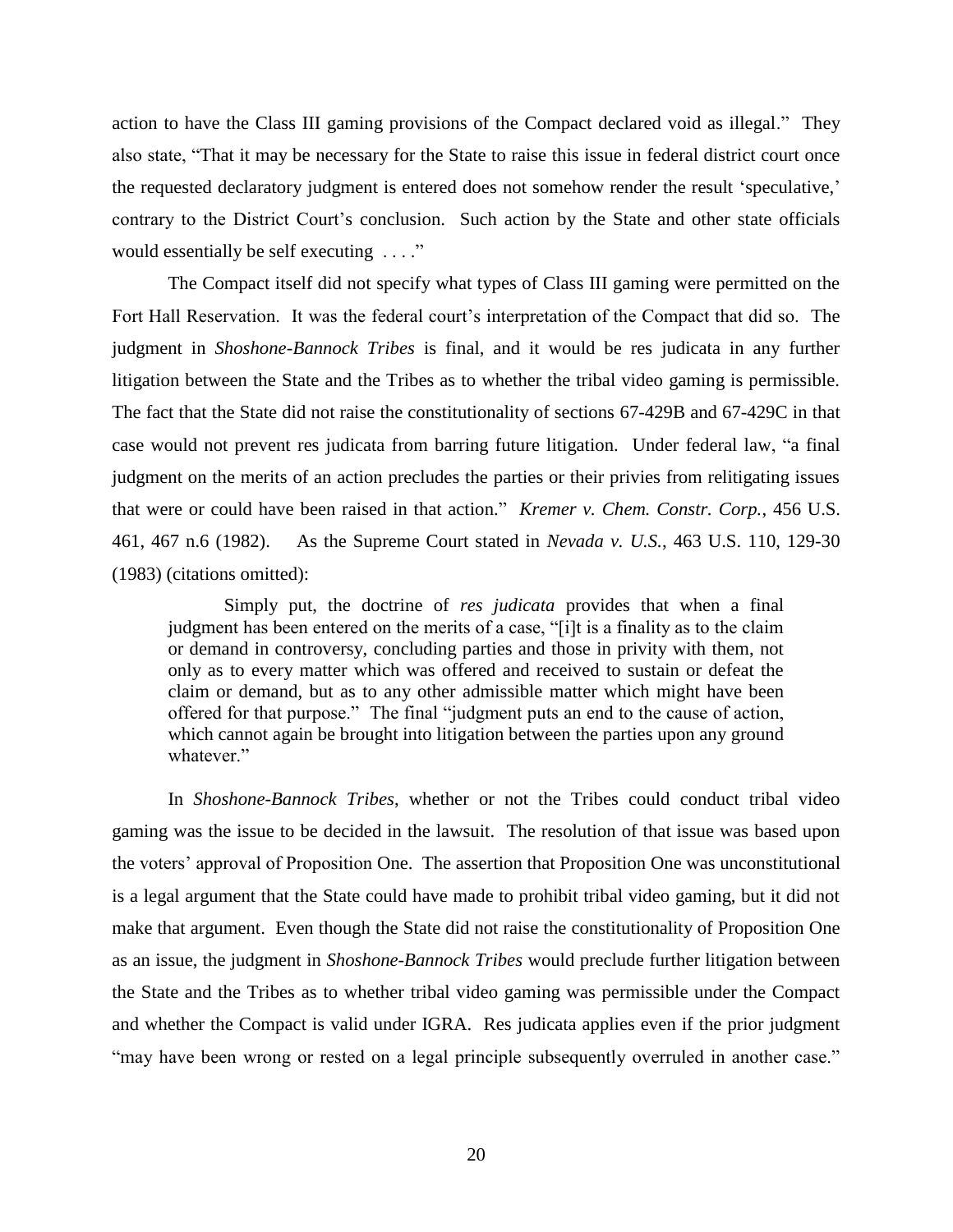action to have the Class III gaming provisions of the Compact declared void as illegal." They also state, "That it may be necessary for the State to raise this issue in federal district court once the requested declaratory judgment is entered does not somehow render the result 'speculative,' contrary to the District Court's conclusion. Such action by the State and other state officials would essentially be self executing . . . ."

The Compact itself did not specify what types of Class III gaming were permitted on the Fort Hall Reservation. It was the federal court's interpretation of the Compact that did so. The judgment in *Shoshone-Bannock Tribes* is final, and it would be res judicata in any further litigation between the State and the Tribes as to whether the tribal video gaming is permissible. The fact that the State did not raise the constitutionality of sections 67-429B and 67-429C in that case would not prevent res judicata from barring future litigation. Under federal law, "a final judgment on the merits of an action precludes the parties or their privies from relitigating issues that were or could have been raised in that action." *Kremer v. Chem. Constr. Corp.*, 456 U.S. 461, 467 n.6 (1982). As the Supreme Court stated in *Nevada v. U.S.*, 463 U.S. 110, 129-30 (1983) (citations omitted):

> Simply put, the doctrine of *res judicata* provides that when a final judgment has been entered on the merits of a case, "[i]t is a finality as to the claim or demand in controversy, concluding parties and those in privity with them, not only as to every matter which was offered and received to sustain or defeat the claim or demand, but as to any other admissible matter which might have been offered for that purpose." The final "judgment puts an end to the cause of action, which cannot again be brought into litigation between the parties upon any ground whatever."

In *Shoshone-Bannock Tribes*, whether or not the Tribes could conduct tribal video gaming was the issue to be decided in the lawsuit. The resolution of that issue was based upon the voters' approval of Proposition One. The assertion that Proposition One was unconstitutional is a legal argument that the State could have made to prohibit tribal video gaming, but it did not make that argument. Even though the State did not raise the constitutionality of Proposition One as an issue, the judgment in *Shoshone-Bannock Tribes* would preclude further litigation between the State and the Tribes as to whether tribal video gaming was permissible under the Compact and whether the Compact is valid under IGRA. Res judicata applies even if the prior judgment "may have been wrong or rested on a legal principle subsequently overruled in another case."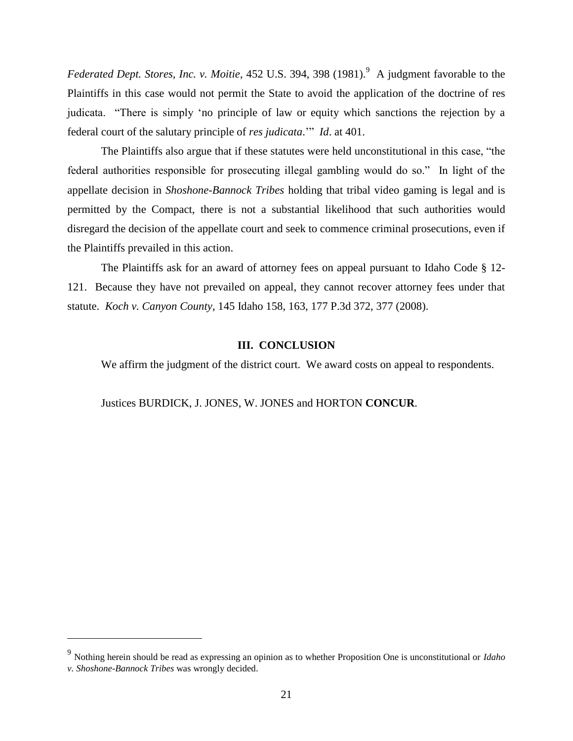*Federated Dept. Stores, Inc. v. Moitie*, 452 U.S. 394, 398 (1981).[9] A judgment favorable to the Plaintiffs in this case would not permit the State to avoid the application of the doctrine of res judicata. "There is simply 'no principle of law or equity which sanctions the rejection by a federal court of the salutary principle of *res judicata*.'" *Id*. at 401.

The Plaintiffs also argue that if these statutes were held unconstitutional in this case, "the federal authorities responsible for prosecuting illegal gambling would do so." In light of the appellate decision in *Shoshone-Bannock Tribes* holding that tribal video gaming is legal and is permitted by the Compact, there is not a substantial likelihood that such authorities would disregard the decision of the appellate court and seek to commence criminal prosecutions, even if the Plaintiffs prevailed in this action.

The Plaintiffs ask for an award of attorney fees on appeal pursuant to Idaho Code § 12-121. Because they have not prevailed on appeal, they cannot recover attorney fees under that statute. *Koch v. Canyon County*, 145 Idaho 158, 163, 177 P.3d 372, 377 (2008).

## III. CONCLUSION

We affirm the judgment of the district court. We award costs on appeal to respondents.

Justices BURDICK, J. JONES, W. JONES and HORTON **CONCUR**.

---

[9] Nothing herein should be read as expressing an opinion as to whether Proposition One is unconstitutional or *Idaho v. Shoshone-Bannock Tribes* was wrongly decided.